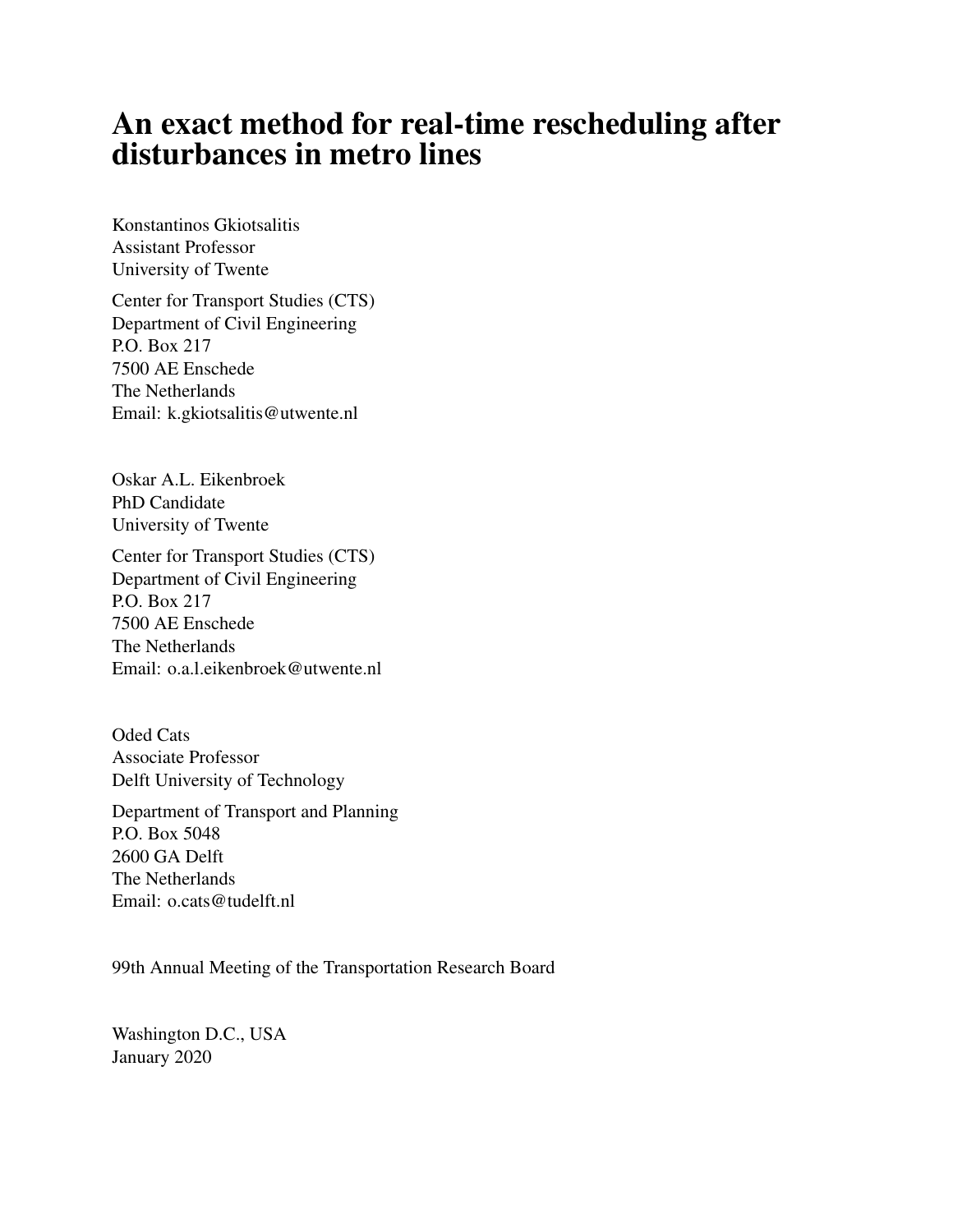# An exact method for real-time rescheduling after disturbances in metro lines

Konstantinos Gkiotsalitis
Assistant Professor
University of Twente

Center for Transport Studies (CTS)
Department of Civil Engineering
P.O. Box 217
7500 AE Enschede
The Netherlands
Email: k.gkiotsalitis@utwente.nl

Oskar A.L. Eikenbroek
PhD Candidate
University of Twente

Center for Transport Studies (CTS)
Department of Civil Engineering
P.O. Box 217
7500 AE Enschede
The Netherlands
Email: o.a.l.eikenbroek@utwente.nl

Oded Cats
Associate Professor
Delft University of Technology

Department of Transport and Planning
P.O. Box 5048
2600 GA Delft
The Netherlands
Email: o.cats@tudelft.nl

99th Annual Meeting of the Transportation Research Board

Washington D.C., USA
January 2020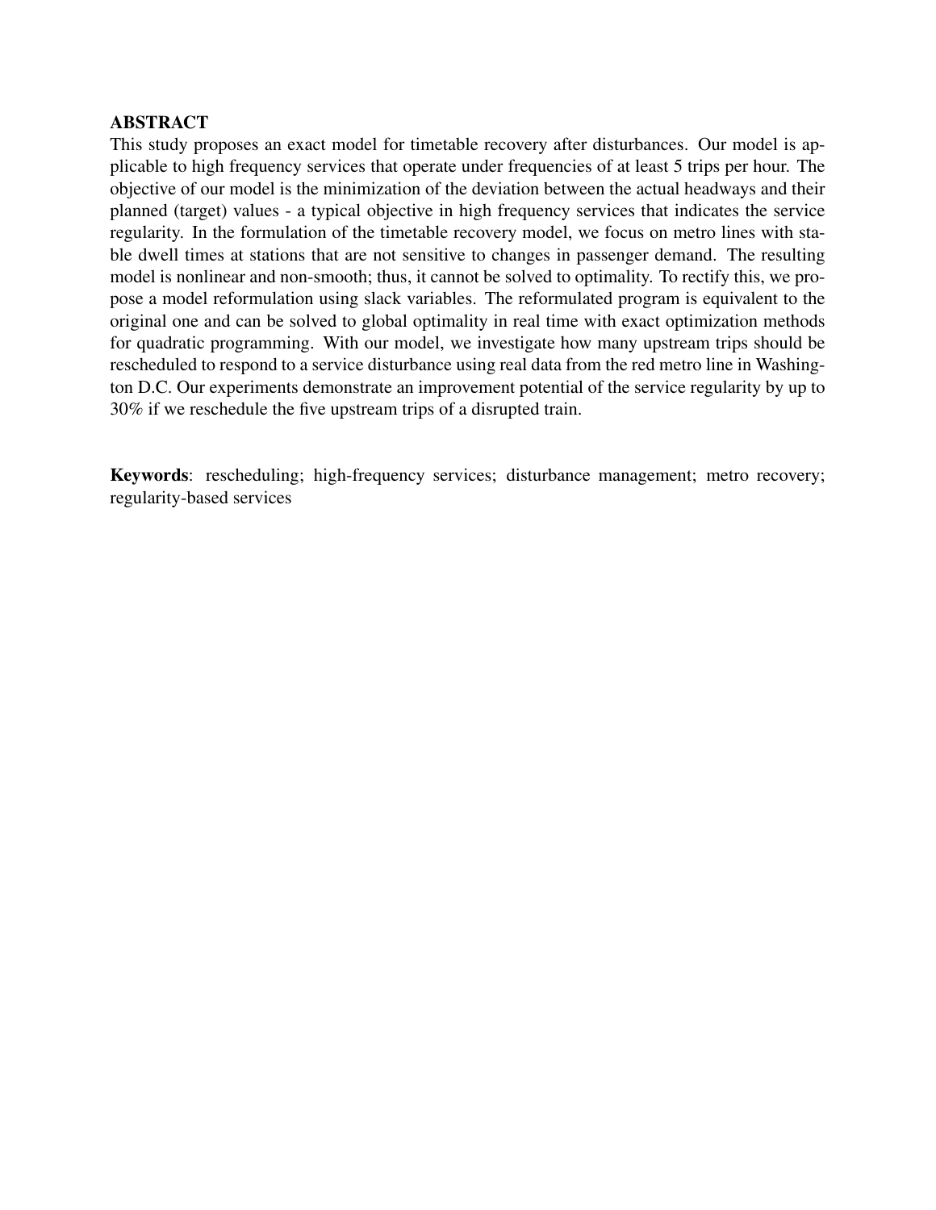**ABSTRACT**

This study proposes an exact model for timetable recovery after disturbances. Our model is applicable to high frequency services that operate under frequencies of at least 5 trips per hour. The objective of our model is the minimization of the deviation between the actual headways and their planned (target) values - a typical objective in high frequency services that indicates the service regularity. In the formulation of the timetable recovery model, we focus on metro lines with stable dwell times at stations that are not sensitive to changes in passenger demand. The resulting model is nonlinear and non-smooth; thus, it cannot be solved to optimality. To rectify this, we propose a model reformulation using slack variables. The reformulated program is equivalent to the original one and can be solved to global optimality in real time with exact optimization methods for quadratic programming. With our model, we investigate how many upstream trips should be rescheduled to respond to a service disturbance using real data from the red metro line in Washington D.C. Our experiments demonstrate an improvement potential of the service regularity by up to 30% if we reschedule the five upstream trips of a disrupted train.

**Keywords**: rescheduling; high-frequency services; disturbance management; metro recovery; regularity-based services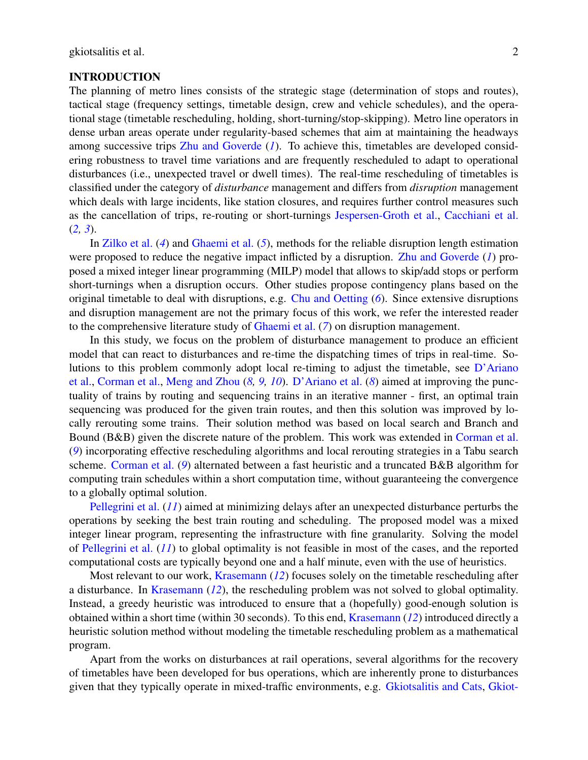## INTRODUCTION

The planning of metro lines consists of the strategic stage (determination of stops and routes), tactical stage (frequency settings, timetable design, crew and vehicle schedules), and the operational stage (timetable rescheduling, holding, short-turning/stop-skipping). Metro line operators in dense urban areas operate under regularity-based schemes that aim at maintaining the headways among successive trips Zhu and Goverde (*1*). To achieve this, timetables are developed considering robustness to travel time variations and are frequently rescheduled to adapt to operational disturbances (i.e., unexpected travel or dwell times). The real-time rescheduling of timetables is classified under the category of *disturbance* management and differs from *disruption* management which deals with large incidents, like station closures, and requires further control measures such as the cancellation of trips, re-routing or short-turnings Jespersen-Groth et al., Cacchiani et al. (*2, 3*).

In Zilko et al. (*4*) and Ghaemi et al. (*5*), methods for the reliable disruption length estimation were proposed to reduce the negative impact inflicted by a disruption. Zhu and Goverde (*1*) proposed a mixed integer linear programming (MILP) model that allows to skip/add stops or perform short-turnings when a disruption occurs. Other studies propose contingency plans based on the original timetable to deal with disruptions, e.g. Chu and Oetting (*6*). Since extensive disruptions and disruption management are not the primary focus of this work, we refer the interested reader to the comprehensive literature study of Ghaemi et al. (*7*) on disruption management.

In this study, we focus on the problem of disturbance management to produce an efficient model that can react to disturbances and re-time the dispatching times of trips in real-time. Solutions to this problem commonly adopt local re-timing to adjust the timetable, see D'Ariano et al., Corman et al., Meng and Zhou (*8, 9, 10*). D'Ariano et al. (*8*) aimed at improving the punctuality of trains by routing and sequencing trains in an iterative manner - first, an optimal train sequencing was produced for the given train routes, and then this solution was improved by locally rerouting some trains. Their solution method was based on local search and Branch and Bound (B&B) given the discrete nature of the problem. This work was extended in Corman et al. (*9*) incorporating effective rescheduling algorithms and local rerouting strategies in a Tabu search scheme. Corman et al. (*9*) alternated between a fast heuristic and a truncated B&B algorithm for computing train schedules within a short computation time, without guaranteeing the convergence to a globally optimal solution.

Pellegrini et al. (*11*) aimed at minimizing delays after an unexpected disturbance perturbs the operations by seeking the best train routing and scheduling. The proposed model was a mixed integer linear program, representing the infrastructure with fine granularity. Solving the model of Pellegrini et al. (*11*) to global optimality is not feasible in most of the cases, and the reported computational costs are typically beyond one and a half minute, even with the use of heuristics.

Most relevant to our work, Krasemann (*12*) focuses solely on the timetable rescheduling after a disturbance. In Krasemann (*12*), the rescheduling problem was not solved to global optimality. Instead, a greedy heuristic was introduced to ensure that a (hopefully) good-enough solution is obtained within a short time (within 30 seconds). To this end, Krasemann (*12*) introduced directly a heuristic solution method without modeling the timetable rescheduling problem as a mathematical program.

Apart from the works on disturbances at rail operations, several algorithms for the recovery of timetables have been developed for bus operations, which are inherently prone to disturbances given that they typically operate in mixed-traffic environments, e.g. Gkiotsalitis and Cats, Gkiot-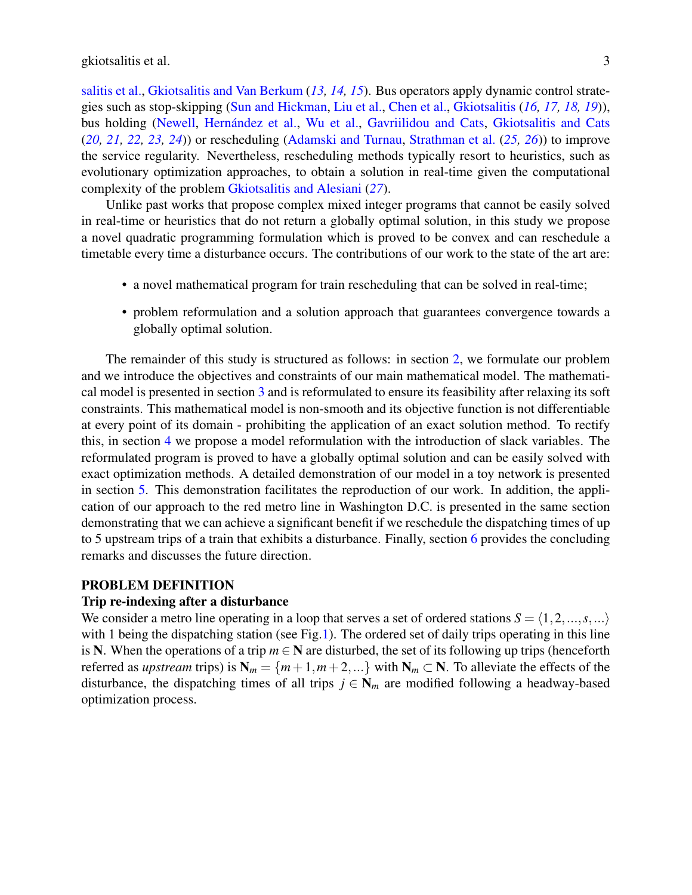salitis et al., Gkiotsalitis and Van Berkum (*13, 14, 15*). Bus operators apply dynamic control strategies such as stop-skipping (Sun and Hickman, Liu et al., Chen et al., Gkiotsalitis (*16, 17, 18, 19*)), bus holding (Newell, Hernández et al., Wu et al., Gavriilidou and Cats, Gkiotsalitis and Cats (*20, 21, 22, 23, 24*)) or rescheduling (Adamski and Turnau, Strathman et al. (*25, 26*)) to improve the service regularity. Nevertheless, rescheduling methods typically resort to heuristics, such as evolutionary optimization approaches, to obtain a solution in real-time given the computational complexity of the problem Gkiotsalitis and Alesiani (*27*).

Unlike past works that propose complex mixed integer programs that cannot be easily solved in real-time or heuristics that do not return a globally optimal solution, in this study we propose a novel quadratic programming formulation which is proved to be convex and can reschedule a timetable every time a disturbance occurs. The contributions of our work to the state of the art are:

- a novel mathematical program for train rescheduling that can be solved in real-time;
- problem reformulation and a solution approach that guarantees convergence towards a globally optimal solution.

The remainder of this study is structured as follows: in section 2, we formulate our problem and we introduce the objectives and constraints of our main mathematical model. The mathematical model is presented in section 3 and is reformulated to ensure its feasibility after relaxing its soft constraints. This mathematical model is non-smooth and its objective function is not differentiable at every point of its domain - prohibiting the application of an exact solution method. To rectify this, in section 4 we propose a model reformulation with the introduction of slack variables. The reformulated program is proved to have a globally optimal solution and can be easily solved with exact optimization methods. A detailed demonstration of our model in a toy network is presented in section 5. This demonstration facilitates the reproduction of our work. In addition, the application of our approach to the red metro line in Washington D.C. is presented in the same section demonstrating that we can achieve a significant benefit if we reschedule the dispatching times of up to 5 upstream trips of a train that exhibits a disturbance. Finally, section 6 provides the concluding remarks and discusses the future direction.

## PROBLEM DEFINITION

### Trip re-indexing after a disturbance

We consider a metro line operating in a loop that serves a set of ordered stations $S = \langle 1, 2, ..., s, ... \rangle$ with 1 being the dispatching station (see Fig.1). The ordered set of daily trips operating in this line is $\mathbf{N}$. When the operations of a trip $m \in \mathbf{N}$ are disturbed, the set of its following up trips (henceforth referred as *upstream* trips) is $\mathbf{N}_m = \{m+1, m+2, ...\}$ with $\mathbf{N}_m \subset \mathbf{N}$. To alleviate the effects of the disturbance, the dispatching times of all trips $j \in \mathbf{N}_m$ are modified following a headway-based optimization process.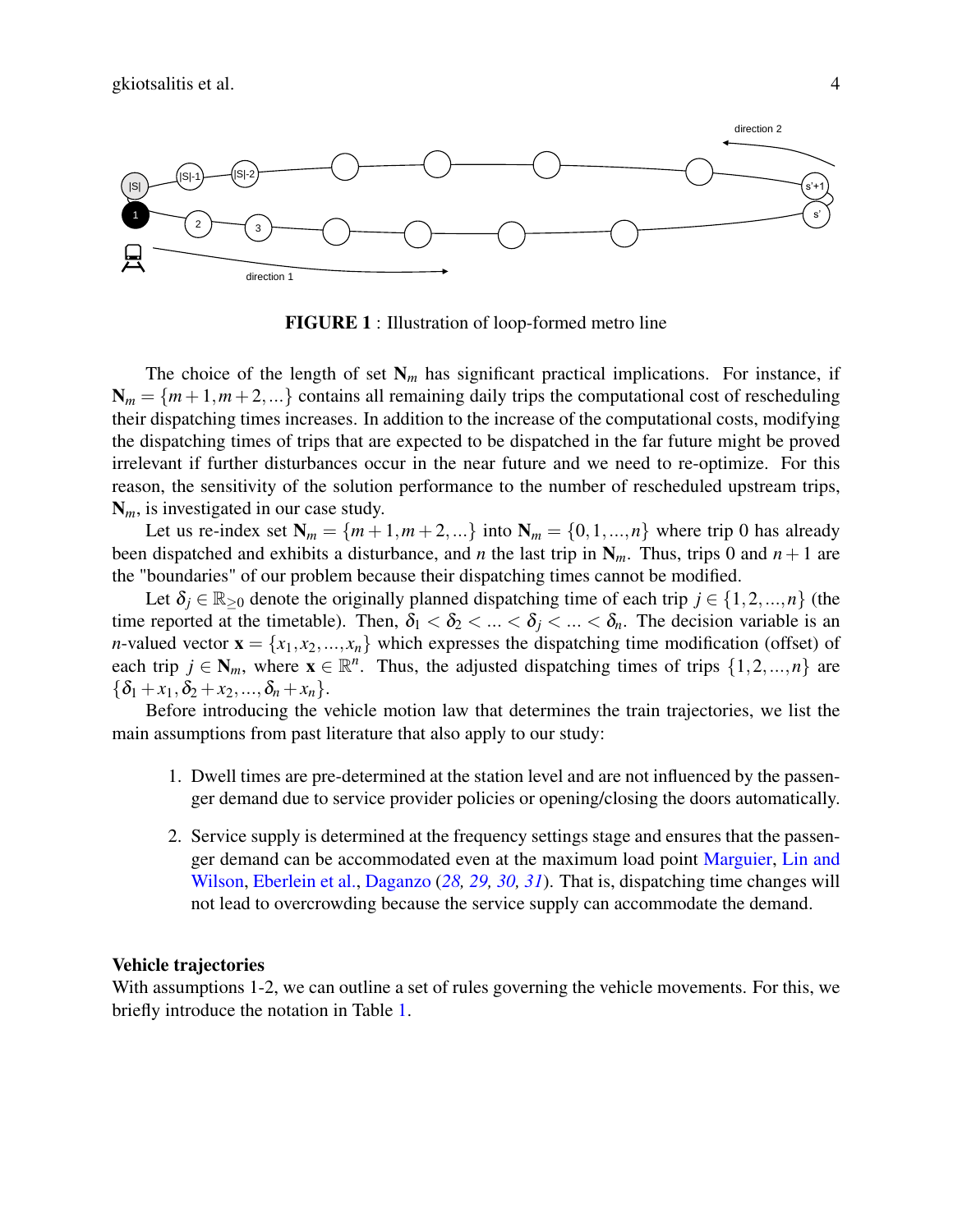**FIGURE 1** : Illustration of loop-formed metro line

The choice of the length of set $\mathbf{N}_m$ has significant practical implications. For instance, if $\mathbf{N}_m = \{m+1, m+2, ...\}$ contains all remaining daily trips the computational cost of rescheduling their dispatching times increases. In addition to the increase of the computational costs, modifying the dispatching times of trips that are expected to be dispatched in the far future might be proved irrelevant if further disturbances occur in the near future and we need to re-optimize. For this reason, the sensitivity of the solution performance to the number of rescheduled upstream trips, $\mathbf{N}_m$, is investigated in our case study.

Let us re-index set $\mathbf{N}_m = \{m+1, m+2, ...\}$ into $\mathbf{N}_m = \{0, 1, ..., n\}$ where trip 0 has already been dispatched and exhibits a disturbance, and $n$ the last trip in $\mathbf{N}_m$. Thus, trips 0 and $n+1$ are the "boundaries" of our problem because their dispatching times cannot be modified.

Let $\delta_j \in \mathbb{R}_{\geq 0}$ denote the originally planned dispatching time of each trip $j \in \{1, 2, ..., n\}$ (the time reported at the timetable). Then, $\delta_1 < \delta_2 < ... < \delta_j < ... < \delta_n$. The decision variable is an $n$-valued vector $\mathbf{x} = \{x_1, x_2, ..., x_n\}$ which expresses the dispatching time modification (offset) of each trip $j \in \mathbf{N}_m$, where $\mathbf{x} \in \mathbb{R}^n$. Thus, the adjusted dispatching times of trips $\{1, 2, ..., n\}$ are $\{\delta_1 + x_1, \delta_2 + x_2, ..., \delta_n + x_n\}$.

Before introducing the vehicle motion law that determines the train trajectories, we list the main assumptions from past literature that also apply to our study:

1. Dwell times are pre-determined at the station level and are not influenced by the passenger demand due to service provider policies or opening/closing the doors automatically.
2. Service supply is determined at the frequency settings stage and ensures that the passenger demand can be accommodated even at the maximum load point Marguier, Lin and Wilson, Eberlein et al., Daganzo (*28, 29, 30, 31*). That is, dispatching time changes will not lead to overcrowding because the service supply can accommodate the demand.

### Vehicle trajectories

With assumptions 1-2, we can outline a set of rules governing the vehicle movements. For this, we briefly introduce the notation in Table 1.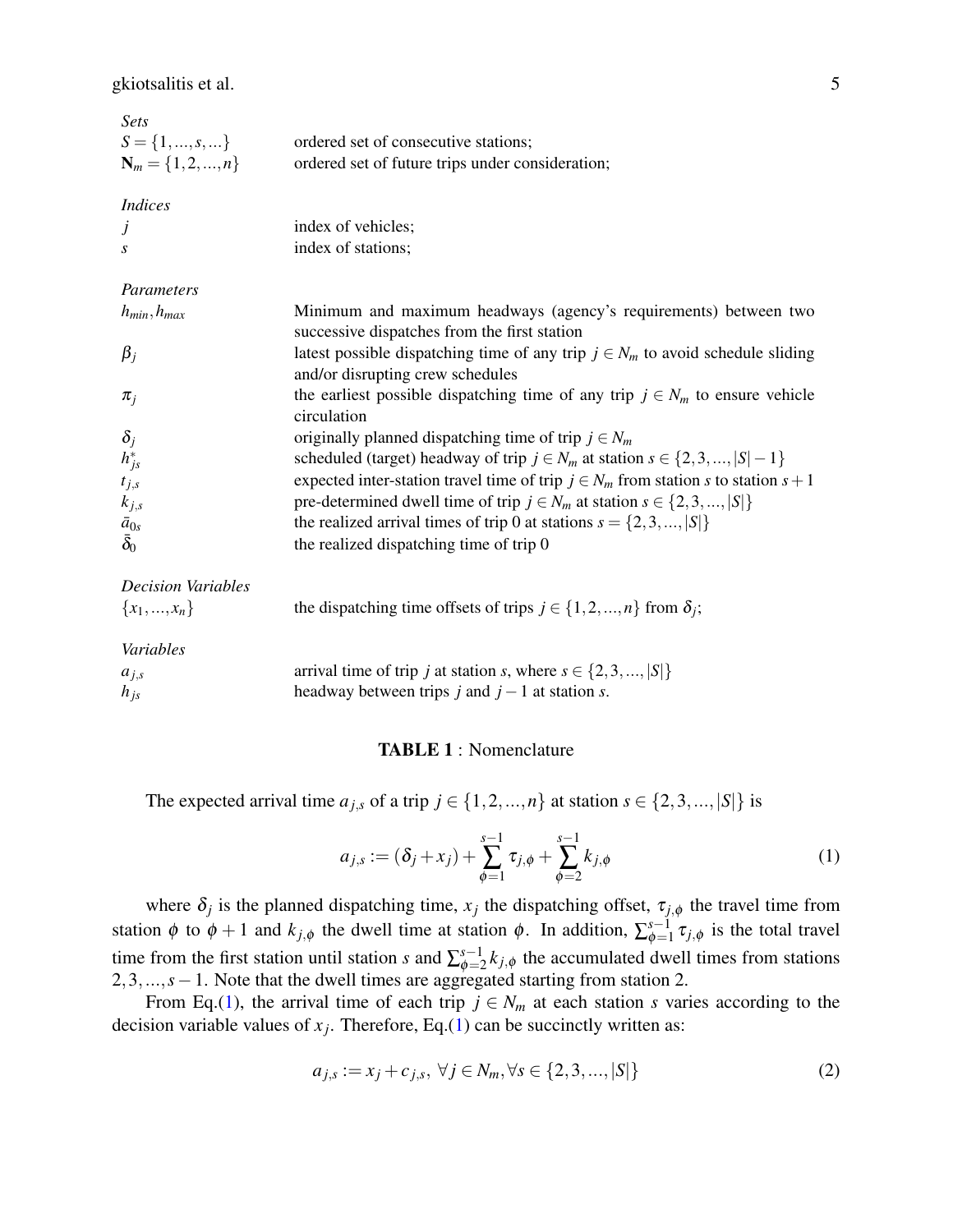| | |
|---|---|
| *Sets* | |
| $S = \{1, ..., s, ...\}$ | ordered set of consecutive stations; |
| $\mathbf{N}_m = \{1, 2, ..., n\}$ | ordered set of future trips under consideration; |
| *Indices* | |
| $j$ | index of vehicles; |
| $s$ | index of stations; |
| *Parameters* | |
| $h_{min}, h_{max}$ | Minimum and maximum headways (agency's requirements) between two successive dispatches from the first station |
| $\beta_j$ | latest possible dispatching time of any trip $j \in N_m$ to avoid schedule sliding and/or disrupting crew schedules |
| $\pi_j$ | the earliest possible dispatching time of any trip $j \in N_m$ to ensure vehicle circulation |
| $\delta_j$ | originally planned dispatching time of trip $j \in N_m$ |
| $h^*_{js}$ | scheduled (target) headway of trip $j \in N_m$ at station $s \in \{2, 3, ..., \|S\| - 1\}$ |
| $t_{j,s}$ | expected inter-station travel time of trip $j \in N_m$ from station $s$ to station $s+1$ |
| $k_{j,s}$ | pre-determined dwell time of trip $j \in N_m$ at station $s \in \{2, 3, ..., \|S\|\}$ |
| $\bar{a}_{0s}$ | the realized arrival times of trip 0 at stations $s = \{2, 3, ..., \|S\|\}$ |
| $\bar{\delta}_0$ | the realized dispatching time of trip 0 |
| *Decision Variables* | |
| $\{x_1, ..., x_n\}$ | the dispatching time offsets of trips $j \in \{1, 2, ..., n\}$ from $\delta_j$; |
| *Variables* | |
| $a_{j,s}$ | arrival time of trip $j$ at station $s$, where $s \in \{2, 3, ..., \|S\|\}$ |
| $h_{js}$ | headway between trips $j$ and $j-1$ at station $s$. |

**TABLE 1** : Nomenclature

The expected arrival time $a_{j,s}$ of a trip $j \in \{1, 2, ..., n\}$ at station $s \in \{2, 3, ..., |S|\}$ is

$$a_{j,s} := (\delta_j + x_j) + \sum_{\phi=1}^{s-1} \tau_{j,\phi} + \sum_{\phi=2}^{s-1} k_{j,\phi} \tag{1}$$

where $\delta_j$ is the planned dispatching time, $x_j$ the dispatching offset, $\tau_{j,\phi}$ the travel time from station $\phi$ to $\phi + 1$ and $k_{j,\phi}$ the dwell time at station $\phi$. In addition, $\sum_{\phi=1}^{s-1} \tau_{j,\phi}$ is the total travel time from the first station until station $s$ and $\sum_{\phi=2}^{s-1} k_{j,\phi}$ the accumulated dwell times from stations $2, 3, ..., s-1$. Note that the dwell times are aggregated starting from station 2.

From Eq.(1), the arrival time of each trip $j \in N_m$ at each station $s$ varies according to the decision variable values of $x_j$. Therefore, Eq.(1) can be succinctly written as:

$$a_{j,s} := x_j + c_{j,s}, \ \forall j \in N_m, \forall s \in \{2, 3, ..., |S|\} \tag{2}$$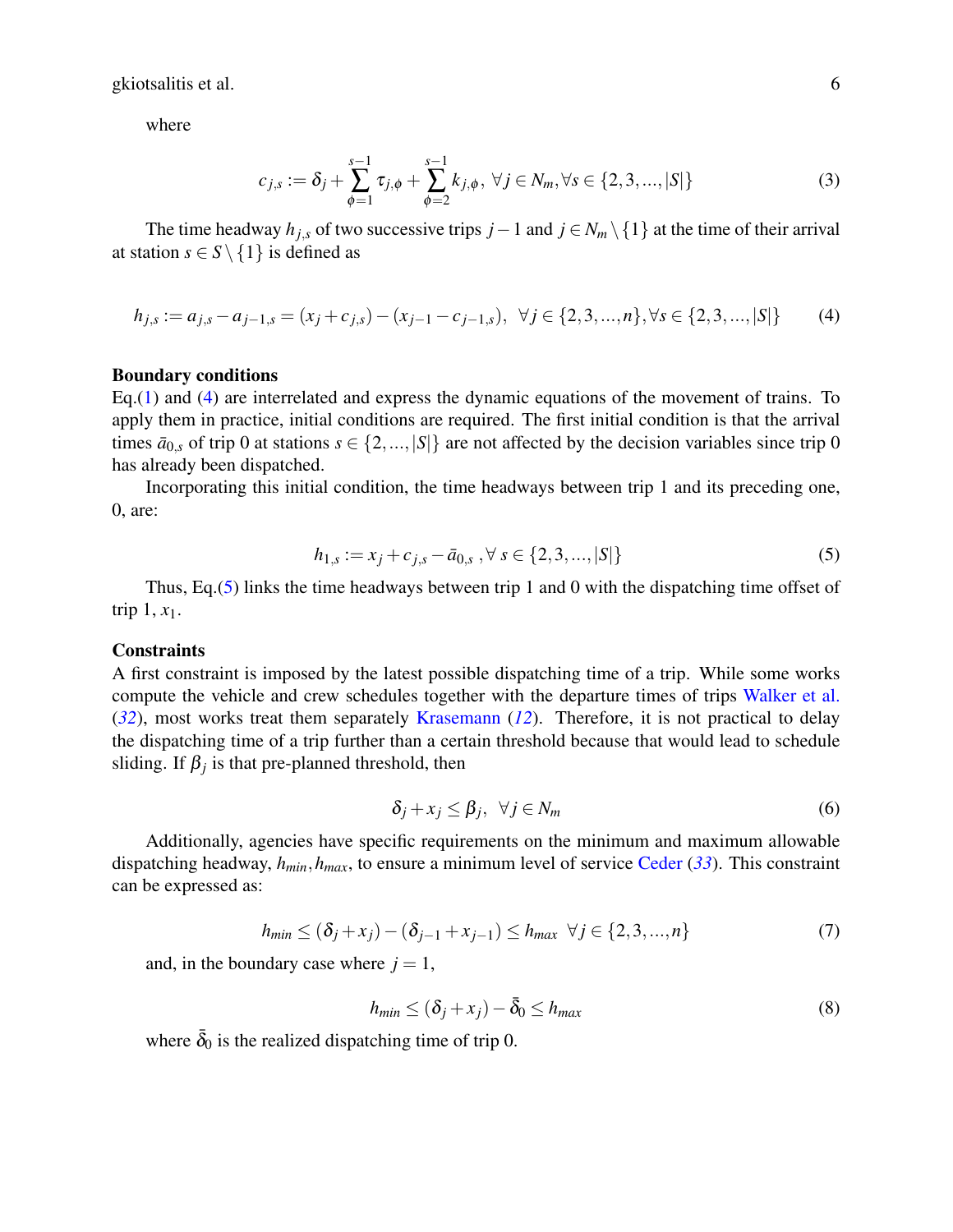where

$$c_{j,s} := \delta_j + \sum_{\phi=1}^{s-1} \tau_{j,\phi} + \sum_{\phi=2}^{s-1} k_{j,\phi}, \; \forall j \in N_m, \forall s \in \{2,3,...,|S|\} \tag{3}$$

The time headway $h_{j,s}$ of two successive trips $j-1$ and $j \in N_m \setminus \{1\}$ at the time of their arrival at station $s \in S \setminus \{1\}$ is defined as

$$h_{j,s} := a_{j,s} - a_{j-1,s} = (x_j + c_{j,s}) - (x_{j-1} - c_{j-1,s}), \;\; \forall j \in \{2,3,...,n\}, \forall s \in \{2,3,...,|S|\} \tag{4}$$

**Boundary conditions**

Eq.(1) and (4) are interrelated and express the dynamic equations of the movement of trains. To apply them in practice, initial conditions are required. The first initial condition is that the arrival times $\bar{a}_{0,s}$ of trip 0 at stations $s \in \{2,...,|S|\}$ are not affected by the decision variables since trip 0 has already been dispatched.

Incorporating this initial condition, the time headways between trip 1 and its preceding one, 0, are:

$$h_{1,s} := x_j + c_{j,s} - \bar{a}_{0,s} \;, \forall \; s \in \{2,3,...,|S|\} \tag{5}$$

Thus, Eq.(5) links the time headways between trip 1 and 0 with the dispatching time offset of trip 1, $x_1$.

**Constraints**

A first constraint is imposed by the latest possible dispatching time of a trip. While some works compute the vehicle and crew schedules together with the departure times of trips Walker et al. (*32*), most works treat them separately Krasemann (*12*). Therefore, it is not practical to delay the dispatching time of a trip further than a certain threshold because that would lead to schedule sliding. If $\beta_j$ is that pre-planned threshold, then

$$\delta_j + x_j \leq \beta_j, \;\; \forall j \in N_m \tag{6}$$

Additionally, agencies have specific requirements on the minimum and maximum allowable dispatching headway, $h_{min}, h_{max}$, to ensure a minimum level of service Ceder (*33*). This constraint can be expressed as:

$$h_{min} \leq (\delta_j + x_j) - (\delta_{j-1} + x_{j-1}) \leq h_{max} \;\; \forall j \in \{2,3,...,n\} \tag{7}$$

and, in the boundary case where $j = 1$,

$$h_{min} \leq (\delta_j + x_j) - \bar{\delta}_0 \leq h_{max} \tag{8}$$

where $\bar{\delta}_0$ is the realized dispatching time of trip 0.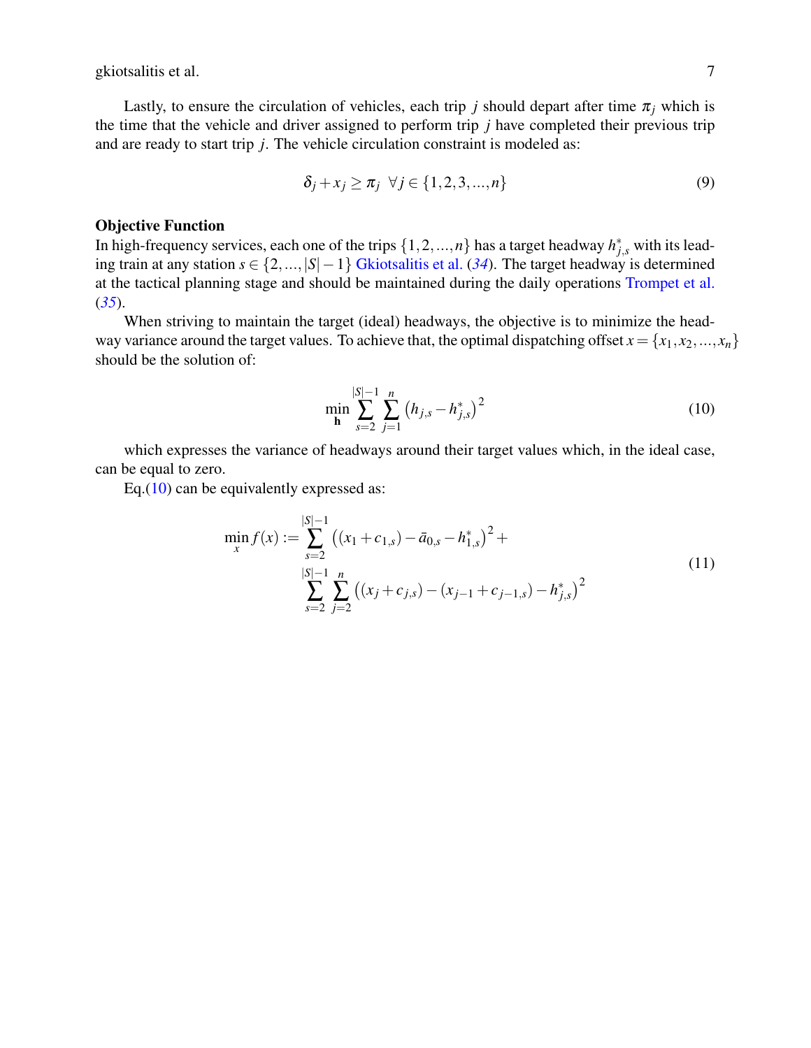Lastly, to ensure the circulation of vehicles, each trip $j$ should depart after time $\pi_j$ which is the time that the vehicle and driver assigned to perform trip $j$ have completed their previous trip and are ready to start trip $j$. The vehicle circulation constraint is modeled as:

$$\delta_j + x_j \geq \pi_j \;\; \forall j \in \{1,2,3,...,n\} \tag{9}$$

**Objective Function**

In high-frequency services, each one of the trips $\{1,2,...,n\}$ has a target headway $h^*_{j,s}$ with its leading train at any station $s \in \{2,...,|S|-1\}$ Gkiotsalitis et al. (*34*). The target headway is determined at the tactical planning stage and should be maintained during the daily operations Trompet et al. (*35*).

When striving to maintain the target (ideal) headways, the objective is to minimize the headway variance around the target values. To achieve that, the optimal dispatching offset $x = \{x_1, x_2, ..., x_n\}$ should be the solution of:

$$\min_{\mathbf{h}} \sum_{s=2}^{|S|-1} \sum_{j=1}^{n} \left(h_{j,s} - h^*_{j,s}\right)^2 \tag{10}$$

which expresses the variance of headways around their target values which, in the ideal case, can be equal to zero.

Eq.(10) can be equivalently expressed as:

$$\begin{aligned} \min_{x} f(x) := & \sum_{s=2}^{|S|-1} \left((x_1 + c_{1,s}) - \bar{a}_{0,s} - h^*_{1,s}\right)^2 + \\ & \sum_{s=2}^{|S|-1} \sum_{j=2}^{n} \left((x_j + c_{j,s}) - (x_{j-1} + c_{j-1,s}) - h^*_{j,s}\right)^2 \end{aligned} \tag{11}$$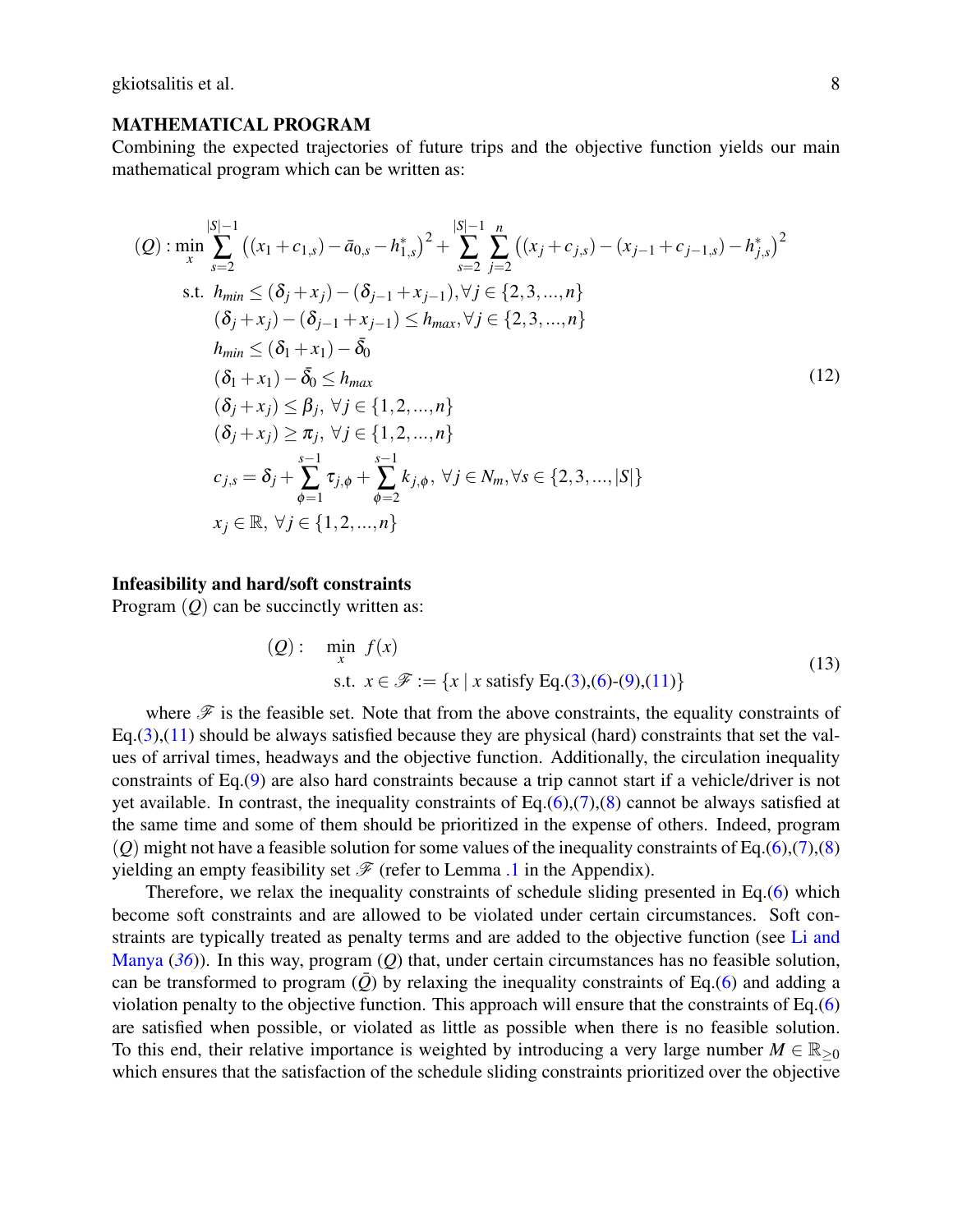### MATHEMATICAL PROGRAM

Combining the expected trajectories of future trips and the objective function yields our main mathematical program which can be written as:

$$
\begin{aligned}
(Q): \min_{x} \; & \sum_{s=2}^{|S|-1} \left( (x_1 + c_{1,s}) - \bar{a}_{0,s} - h^*_{1,s} \right)^2 + \sum_{s=2}^{|S|-1} \sum_{j=2}^{n} \left( (x_j + c_{j,s}) - (x_{j-1} + c_{j-1,s}) - h^*_{j,s} \right)^2 \\
\text{s.t. } \; & h_{min} \leq (\delta_j + x_j) - (\delta_{j-1} + x_{j-1}), \forall j \in \{2,3,...,n\} \\
& (\delta_j + x_j) - (\delta_{j-1} + x_{j-1}) \leq h_{max}, \forall j \in \{2,3,...,n\} \\
& h_{min} \leq (\delta_1 + x_1) - \bar{\delta}_0 \\
& (\delta_1 + x_1) - \bar{\delta}_0 \leq h_{max} \\
& (\delta_j + x_j) \leq \beta_j, \; \forall j \in \{1,2,...,n\} \\
& (\delta_j + x_j) \geq \pi_j, \; \forall j \in \{1,2,...,n\} \\
& c_{j,s} = \delta_j + \sum_{\phi=1}^{s-1} \tau_{j,\phi} + \sum_{\phi=2}^{s-1} k_{j,\phi}, \; \forall j \in N_m, \forall s \in \{2,3,...,|S|\} \\
& x_j \in \mathbb{R}, \; \forall j \in \{1,2,...,n\}
\end{aligned} \tag{12}
$$

#### Infeasibility and hard/soft constraints

Program $(Q)$ can be succinctly written as:

$$
\begin{aligned}
(Q): \quad & \min_{x} \; f(x) \\
& \text{s.t. } \; x \in \mathscr{F} := \{x \mid x \text{ satisfy Eq.(3),(6)-(9),(11)}\}
\end{aligned} \tag{13}
$$

where $\mathscr{F}$ is the feasible set. Note that from the above constraints, the equality constraints of Eq.(3),(11) should be always satisfied because they are physical (hard) constraints that set the values of arrival times, headways and the objective function. Additionally, the circulation inequality constraints of Eq.(9) are also hard constraints because a trip cannot start if a vehicle/driver is not yet available. In contrast, the inequality constraints of Eq.(6),(7),(8) cannot be always satisfied at the same time and some of them should be prioritized in the expense of others. Indeed, program $(Q)$ might not have a feasible solution for some values of the inequality constraints of Eq.(6),(7),(8) yielding an empty feasibility set $\mathscr{F}$ (refer to Lemma .1 in the Appendix).

Therefore, we relax the inequality constraints of schedule sliding presented in Eq.(6) which become soft constraints and are allowed to be violated under certain circumstances. Soft constraints are typically treated as penalty terms and are added to the objective function (see Li and Manya (*36*)). In this way, program $(Q)$ that, under certain circumstances has no feasible solution, can be transformed to program $(\bar{Q})$ by relaxing the inequality constraints of Eq.(6) and adding a violation penalty to the objective function. This approach will ensure that the constraints of Eq.(6) are satisfied when possible, or violated as little as possible when there is no feasible solution. To this end, their relative importance is weighted by introducing a very large number $M \in \mathbb{R}_{\geq 0}$ which ensures that the satisfaction of the schedule sliding constraints prioritized over the objective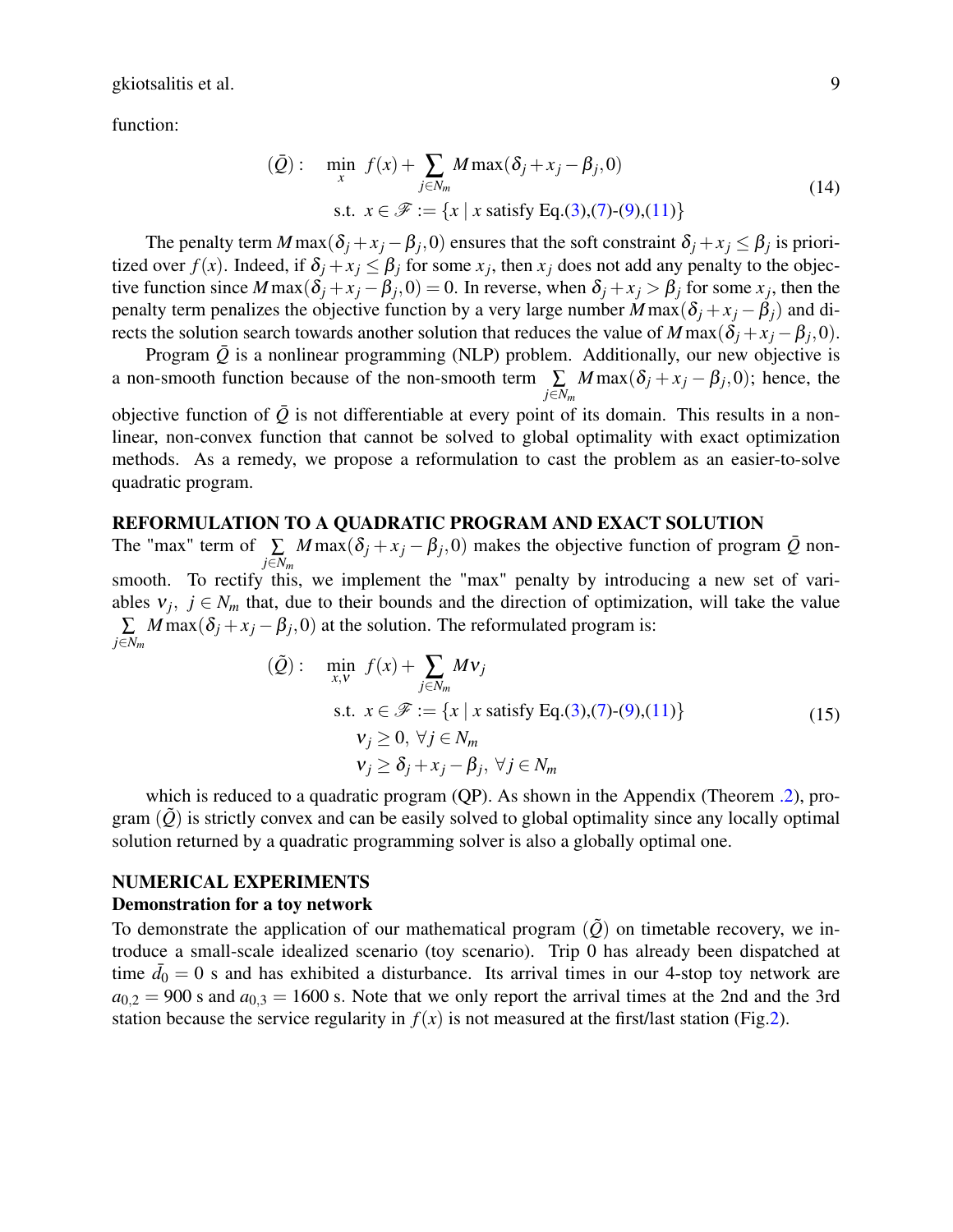function:

$$
\begin{aligned}
(\bar{Q}): \quad & \min_{x} \; f(x) + \sum_{j \in N_m} M \max(\delta_j + x_j - \beta_j, 0) \\
& \text{s.t. } \; x \in \mathscr{F} := \{x \mid x \text{ satisfy Eq.(3),(7)-(9),(11)}\}
\end{aligned}
\tag{14}
$$

The penalty term $M \max(\delta_j + x_j - \beta_j, 0)$ ensures that the soft constraint $\delta_j + x_j \leq \beta_j$ is prioritized over $f(x)$. Indeed, if $\delta_j + x_j \leq \beta_j$ for some $x_j$, then $x_j$ does not add any penalty to the objective function since $M \max(\delta_j + x_j - \beta_j, 0) = 0$. In reverse, when $\delta_j + x_j > \beta_j$ for some $x_j$, then the penalty term penalizes the objective function by a very large number $M \max(\delta_j + x_j - \beta_j)$ and directs the solution search towards another solution that reduces the value of $M \max(\delta_j + x_j - \beta_j, 0)$.

Program $\bar{Q}$ is a nonlinear programming (NLP) problem. Additionally, our new objective is a non-smooth function because of the non-smooth term $\sum_{j \in N_m} M \max(\delta_j + x_j - \beta_j, 0)$; hence, the objective function of $\bar{Q}$ is not differentiable at every point of its domain. This results in a nonlinear, non-convex function that cannot be solved to global optimality with exact optimization methods. As a remedy, we propose a reformulation to cast the problem as an easier-to-solve quadratic program.

## REFORMULATION TO A QUADRATIC PROGRAM AND EXACT SOLUTION

The "max" term of $\sum_{j \in N_m} M \max(\delta_j + x_j - \beta_j, 0)$ makes the objective function of program $\bar{Q}$ non-smooth. To rectify this, we implement the "max" penalty by introducing a new set of variables $\nu_j, \; j \in N_m$ that, due to their bounds and the direction of optimization, will take the value $\sum_{j \in N_m} M \max(\delta_j + x_j - \beta_j, 0)$ at the solution. The reformulated program is:

$$
\begin{aligned}
(\tilde{Q}): \quad & \min_{x, \nu} \; f(x) + \sum_{j \in N_m} M \nu_j \\
& \text{s.t. } \; x \in \mathscr{F} := \{x \mid x \text{ satisfy Eq.(3),(7)-(9),(11)}\} \\
& \quad \nu_j \geq 0, \; \forall j \in N_m \\
& \quad \nu_j \geq \delta_j + x_j - \beta_j, \; \forall j \in N_m
\end{aligned}
\tag{15}
$$

which is reduced to a quadratic program (QP). As shown in the Appendix (Theorem .2), program $(\tilde{Q})$ is strictly convex and can be easily solved to global optimality since any locally optimal solution returned by a quadratic programming solver is also a globally optimal one.

## NUMERICAL EXPERIMENTS

### Demonstration for a toy network

To demonstrate the application of our mathematical program $(\tilde{Q})$ on timetable recovery, we introduce a small-scale idealized scenario (toy scenario). Trip 0 has already been dispatched at time $\bar{d}_0 = 0$ s and has exhibited a disturbance. Its arrival times in our 4-stop toy network are $a_{0,2} = 900$ s and $a_{0,3} = 1600$ s. Note that we only report the arrival times at the 2nd and the 3rd station because the service regularity in $f(x)$ is not measured at the first/last station (Fig.2).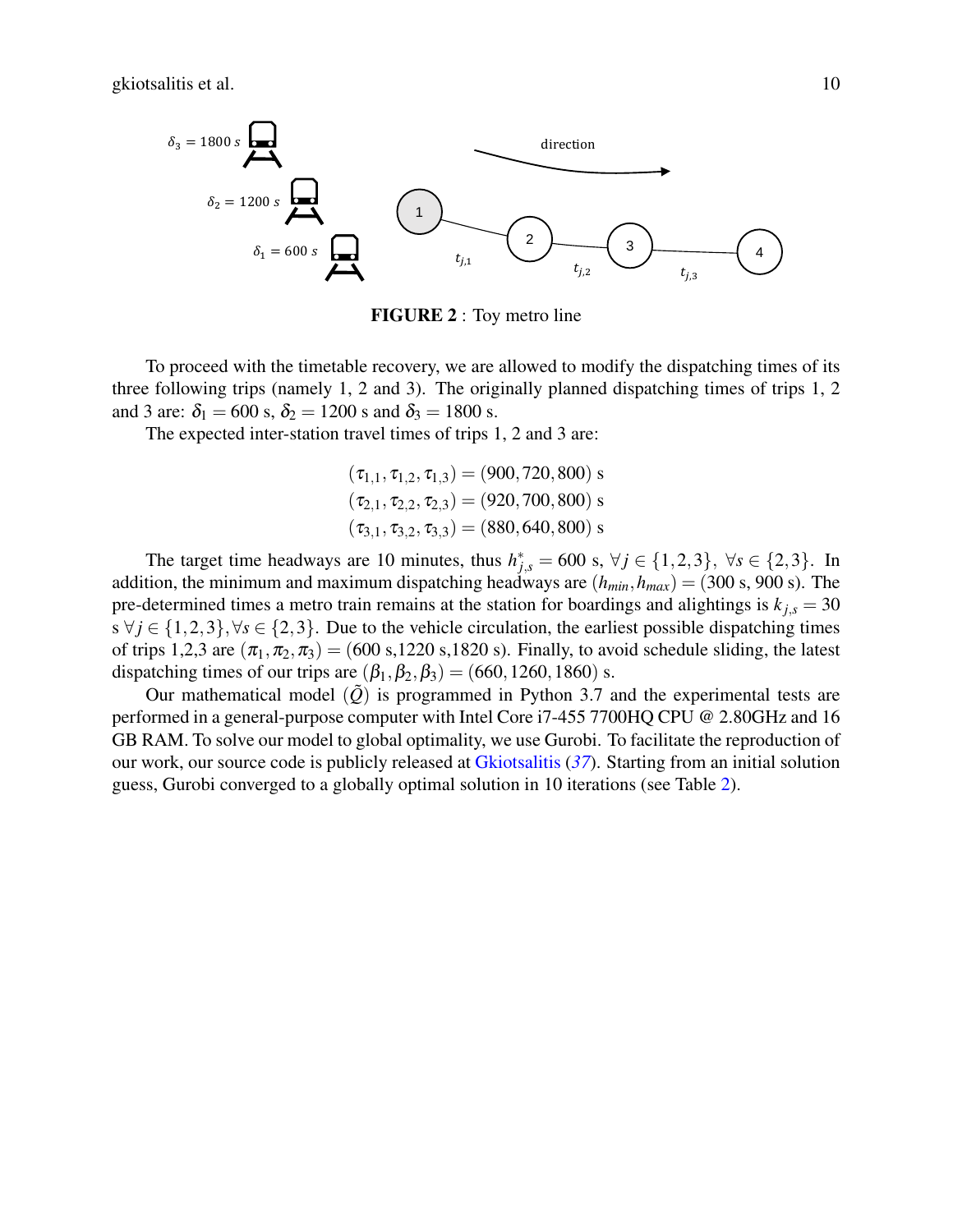FIGURE 2 : Toy metro line

To proceed with the timetable recovery, we are allowed to modify the dispatching times of its three following trips (namely 1, 2 and 3). The originally planned dispatching times of trips 1, 2 and 3 are: $\delta_1 = 600$ s, $\delta_2 = 1200$ s and $\delta_3 = 1800$ s.

The expected inter-station travel times of trips 1, 2 and 3 are:

$$(\tau_{1,1}, \tau_{1,2}, \tau_{1,3}) = (900, 720, 800) \text{ s}$$
$$(\tau_{2,1}, \tau_{2,2}, \tau_{2,3}) = (920, 700, 800) \text{ s}$$
$$(\tau_{3,1}, \tau_{3,2}, \tau_{3,3}) = (880, 640, 800) \text{ s}$$

The target time headways are 10 minutes, thus $h^*_{j,s} = 600$ s, $\forall j \in \{1,2,3\}$, $\forall s \in \{2,3\}$. In addition, the minimum and maximum dispatching headways are $(h_{min}, h_{max}) = (300 \text{ s}, 900 \text{ s})$. The pre-determined times a metro train remains at the station for boardings and alightings is $k_{j,s} = 30$ s $\forall j \in \{1,2,3\}, \forall s \in \{2,3\}$. Due to the vehicle circulation, the earliest possible dispatching times of trips 1,2,3 are $(\pi_1, \pi_2, \pi_3) = (600 \text{ s}, 1220 \text{ s}, 1820 \text{ s})$. Finally, to avoid schedule sliding, the latest dispatching times of our trips are $(\beta_1, \beta_2, \beta_3) = (660, 1260, 1860)$ s.

Our mathematical model $(\tilde{Q})$ is programmed in Python 3.7 and the experimental tests are performed in a general-purpose computer with Intel Core i7-455 7700HQ CPU @ 2.80GHz and 16 GB RAM. To solve our model to global optimality, we use Gurobi. To facilitate the reproduction of our work, our source code is publicly released at Gkiotsalitis (*37*). Starting from an initial solution guess, Gurobi converged to a globally optimal solution in 10 iterations (see Table 2).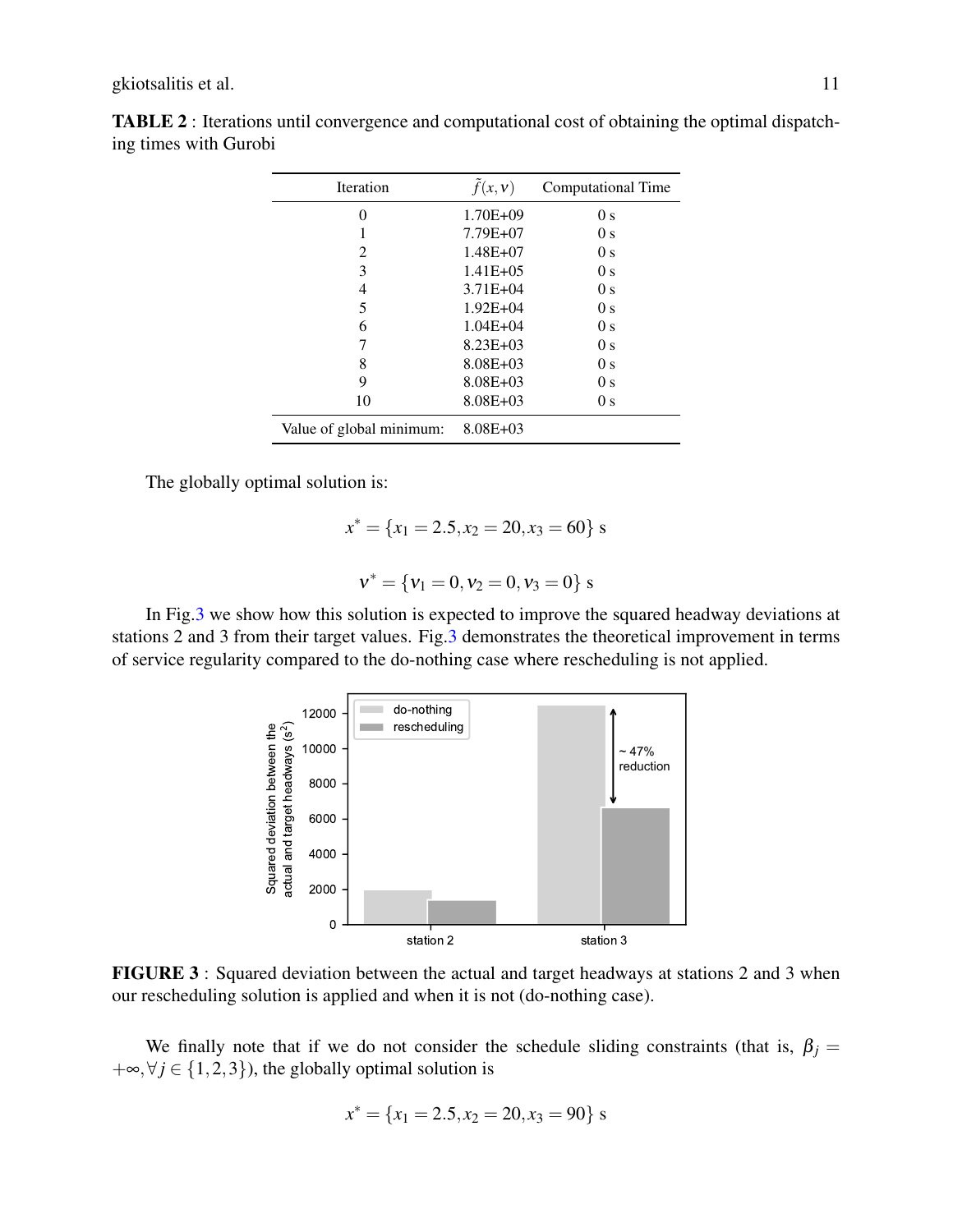**TABLE 2** : Iterations until convergence and computational cost of obtaining the optimal dispatching times with Gurobi

| Iteration | $\tilde{f}(x,v)$ | Computational Time |
|---|---|---|
| 0 | 1.70E+09 | 0 s |
| 1 | 7.79E+07 | 0 s |
| 2 | 1.48E+07 | 0 s |
| 3 | 1.41E+05 | 0 s |
| 4 | 3.71E+04 | 0 s |
| 5 | 1.92E+04 | 0 s |
| 6 | 1.04E+04 | 0 s |
| 7 | 8.23E+03 | 0 s |
| 8 | 8.08E+03 | 0 s |
| 9 | 8.08E+03 | 0 s |
| 10 | 8.08E+03 | 0 s |
| Value of global minimum: | 8.08E+03 | |

The globally optimal solution is:

$$x^* = \{x_1 = 2.5, x_2 = 20, x_3 = 60\} \text{ s}$$

$$v^* = \{v_1 = 0, v_2 = 0, v_3 = 0\} \text{ s}$$

In Fig.3 we show how this solution is expected to improve the squared headway deviations at stations 2 and 3 from their target values. Fig.3 demonstrates the theoretical improvement in terms of service regularity compared to the do-nothing case where rescheduling is not applied.

**FIGURE 3** : Squared deviation between the actual and target headways at stations 2 and 3 when our rescheduling solution is applied and when it is not (do-nothing case).

We finally note that if we do not consider the schedule sliding constraints (that is, $\beta_j = +\infty, \forall j \in \{1,2,3\}$), the globally optimal solution is

$$x^* = \{x_1 = 2.5, x_2 = 20, x_3 = 90\} \text{ s}$$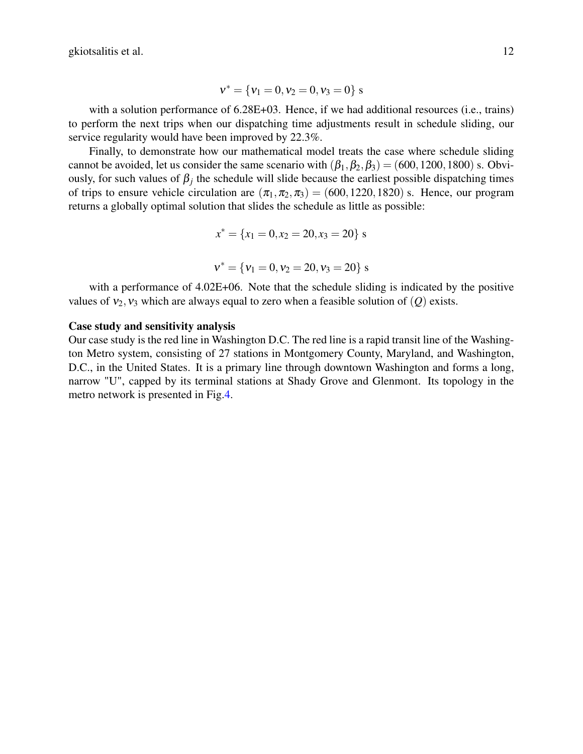$$v^* = \{v_1 = 0, v_2 = 0, v_3 = 0\} \text{ s}$$

with a solution performance of 6.28E+03. Hence, if we had additional resources (i.e., trains) to perform the next trips when our dispatching time adjustments result in schedule sliding, our service regularity would have been improved by 22.3%.

Finally, to demonstrate how our mathematical model treats the case where schedule sliding cannot be avoided, let us consider the same scenario with $(\beta_1, \beta_2, \beta_3) = (600, 1200, 1800)$ s. Obviously, for such values of $\beta_j$ the schedule will slide because the earliest possible dispatching times of trips to ensure vehicle circulation are $(\pi_1, \pi_2, \pi_3) = (600, 1220, 1820)$ s. Hence, our program returns a globally optimal solution that slides the schedule as little as possible:

$$x^* = \{x_1 = 0, x_2 = 20, x_3 = 20\} \text{ s}$$

$$v^* = \{v_1 = 0, v_2 = 20, v_3 = 20\} \text{ s}$$

with a performance of 4.02E+06. Note that the schedule sliding is indicated by the positive values of $v_2, v_3$ which are always equal to zero when a feasible solution of $(Q)$ exists.

**Case study and sensitivity analysis**

Our case study is the red line in Washington D.C. The red line is a rapid transit line of the Washington Metro system, consisting of 27 stations in Montgomery County, Maryland, and Washington, D.C., in the United States. It is a primary line through downtown Washington and forms a long, narrow "U", capped by its terminal stations at Shady Grove and Glenmont. Its topology in the metro network is presented in Fig.4.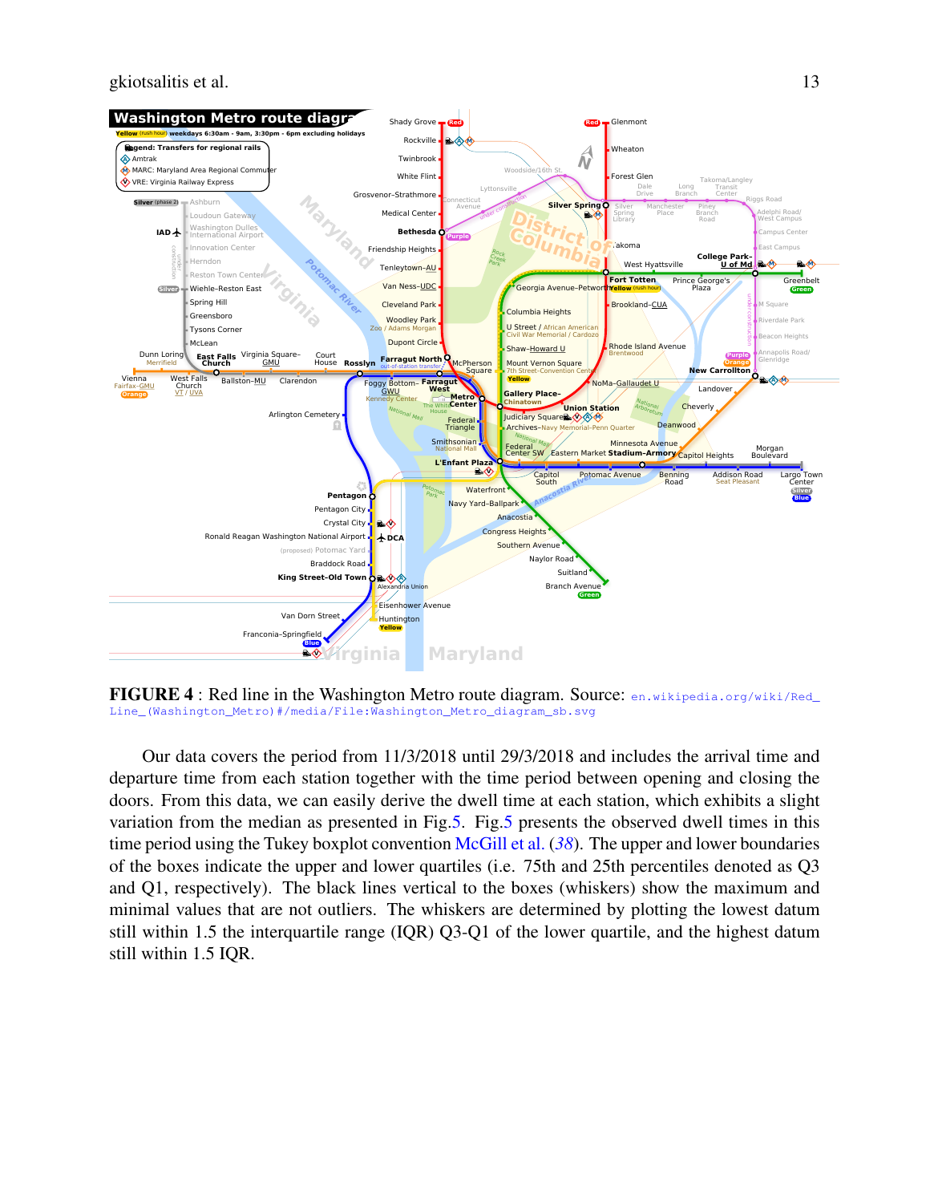**FIGURE 4** : Red line in the Washington Metro route diagram. Source: en.wikipedia.org/wiki/Red_Line_(Washington_Metro)#/media/File:Washington_Metro_diagram_sb.svg

Our data covers the period from 11/3/2018 until 29/3/2018 and includes the arrival time and departure time from each station together with the time period between opening and closing the doors. From this data, we can easily derive the dwell time at each station, which exhibits a slight variation from the median as presented in Fig.5. Fig.5 presents the observed dwell times in this time period using the Tukey boxplot convention McGill et al. (*38*). The upper and lower boundaries of the boxes indicate the upper and lower quartiles (i.e. 75th and 25th percentiles denoted as Q3 and Q1, respectively). The black lines vertical to the boxes (whiskers) show the maximum and minimal values that are not outliers. The whiskers are determined by plotting the lowest datum still within 1.5 the interquartile range (IQR) Q3-Q1 of the lower quartile, and the highest datum still within 1.5 IQR.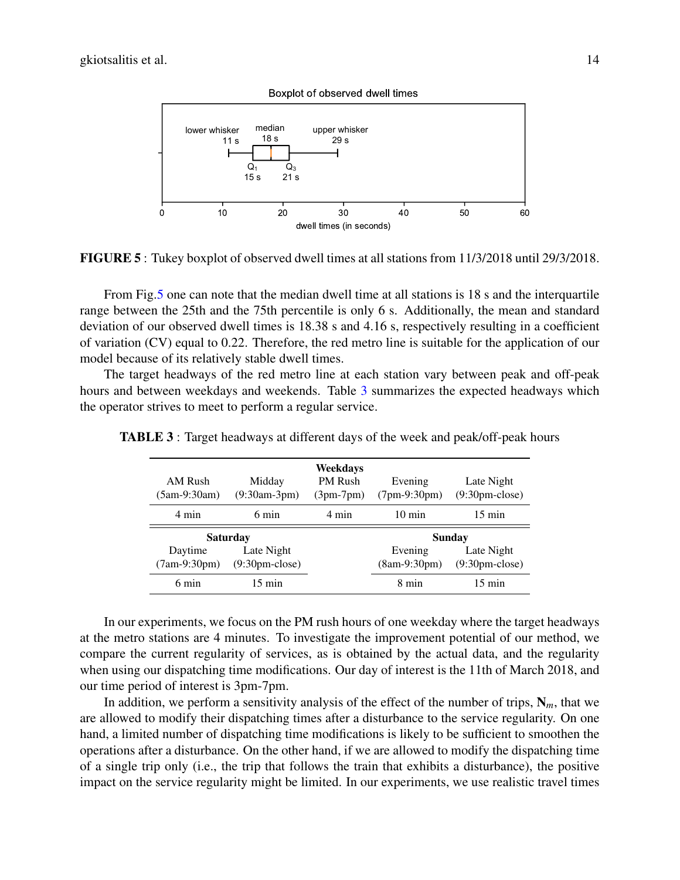FIGURE 5 : Tukey boxplot of observed dwell times at all stations from 11/3/2018 until 29/3/2018.

From Fig.5 one can note that the median dwell time at all stations is 18 s and the interquartile range between the 25th and the 75th percentile is only 6 s. Additionally, the mean and standard deviation of our observed dwell times is 18.38 s and 4.16 s, respectively resulting in a coefficient of variation (CV) equal to 0.22. Therefore, the red metro line is suitable for the application of our model because of its relatively stable dwell times.

The target headways of the red metro line at each station vary between peak and off-peak hours and between weekdays and weekends. Table 3 summarizes the expected headways which the operator strives to meet to perform a regular service.

**TABLE 3** : Target headways at different days of the week and peak/off-peak hours

| Weekdays | | | | |
|---|---|---|---|---|
| AM Rush (5am-9:30am) | Midday (9:30am-3pm) | PM Rush (3pm-7pm) | Evening (7pm-9:30pm) | Late Night (9:30pm-close) |
| 4 min | 6 min | 4 min | 10 min | 15 min |
| **Saturday** | | | **Sunday** | |
| Daytime (7am-9:30pm) | Late Night (9:30pm-close) | | Evening (8am-9:30pm) | Late Night (9:30pm-close) |
| 6 min | 15 min | | 8 min | 15 min |

In our experiments, we focus on the PM rush hours of one weekday where the target headways at the metro stations are 4 minutes. To investigate the improvement potential of our method, we compare the current regularity of services, as is obtained by the actual data, and the regularity when using our dispatching time modifications. Our day of interest is the 11th of March 2018, and our time period of interest is 3pm-7pm.

In addition, we perform a sensitivity analysis of the effect of the number of trips, $\mathbf{N}_m$, that we are allowed to modify their dispatching times after a disturbance to the service regularity. On one hand, a limited number of dispatching time modifications is likely to be sufficient to smoothen the operations after a disturbance. On the other hand, if we are allowed to modify the dispatching time of a single trip only (i.e., the trip that follows the train that exhibits a disturbance), the positive impact on the service regularity might be limited. In our experiments, we use realistic travel times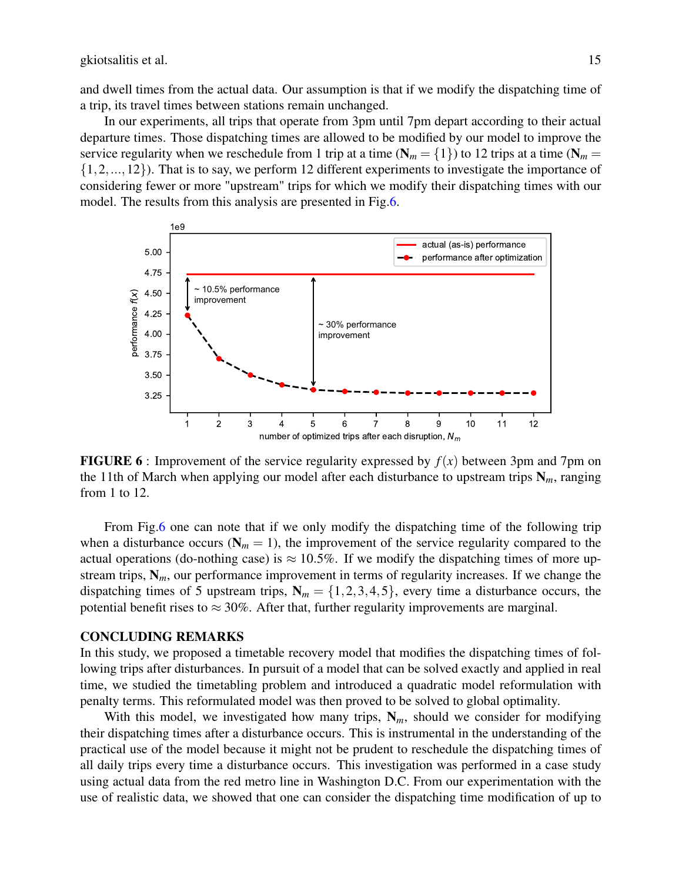and dwell times from the actual data. Our assumption is that if we modify the dispatching time of a trip, its travel times between stations remain unchanged.

In our experiments, all trips that operate from 3pm until 7pm depart according to their actual departure times. Those dispatching times are allowed to be modified by our model to improve the service regularity when we reschedule from 1 trip at a time ($\mathbf{N}_m = \{1\}$) to 12 trips at a time ($\mathbf{N}_m = \{1,2,...,12\}$). That is to say, we perform 12 different experiments to investigate the importance of considering fewer or more "upstream" trips for which we modify their dispatching times with our model. The results from this analysis are presented in Fig.6.

**FIGURE 6** : Improvement of the service regularity expressed by $f(x)$ between 3pm and 7pm on the 11th of March when applying our model after each disturbance to upstream trips $\mathbf{N}_m$, ranging from 1 to 12.

From Fig.6 one can note that if we only modify the dispatching time of the following trip when a disturbance occurs ($\mathbf{N}_m = 1$), the improvement of the service regularity compared to the actual operations (do-nothing case) is $\approx 10.5\%$. If we modify the dispatching times of more upstream trips, $\mathbf{N}_m$, our performance improvement in terms of regularity increases. If we change the dispatching times of 5 upstream trips, $\mathbf{N}_m = \{1,2,3,4,5\}$, every time a disturbance occurs, the potential benefit rises to $\approx 30\%$. After that, further regularity improvements are marginal.

## CONCLUDING REMARKS

In this study, we proposed a timetable recovery model that modifies the dispatching times of following trips after disturbances. In pursuit of a model that can be solved exactly and applied in real time, we studied the timetabling problem and introduced a quadratic model reformulation with penalty terms. This reformulated model was then proved to be solved to global optimality.

With this model, we investigated how many trips, $\mathbf{N}_m$, should we consider for modifying their dispatching times after a disturbance occurs. This is instrumental in the understanding of the practical use of the model because it might not be prudent to reschedule the dispatching times of all daily trips every time a disturbance occurs. This investigation was performed in a case study using actual data from the red metro line in Washington D.C. From our experimentation with the use of realistic data, we showed that one can consider the dispatching time modification of up to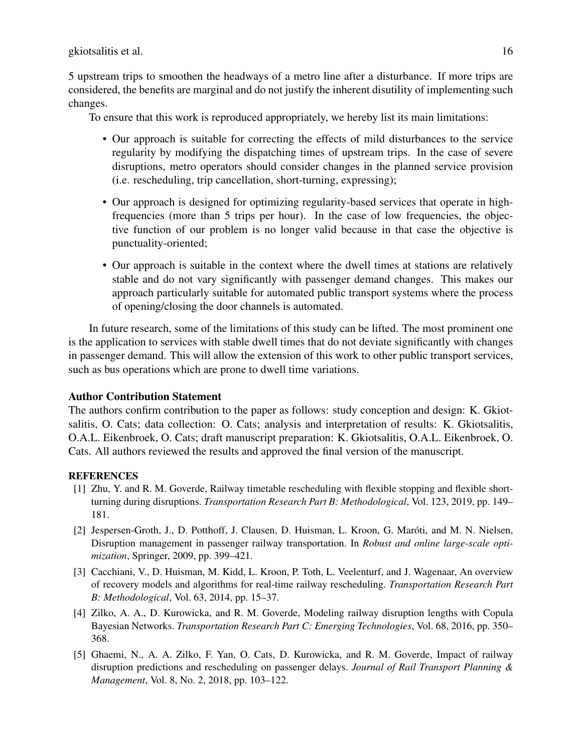5 upstream trips to smoothen the headways of a metro line after a disturbance. If more trips are considered, the benefits are marginal and do not justify the inherent disutility of implementing such changes.

To ensure that this work is reproduced appropriately, we hereby list its main limitations:

- Our approach is suitable for correcting the effects of mild disturbances to the service regularity by modifying the dispatching times of upstream trips. In the case of severe disruptions, metro operators should consider changes in the planned service provision (i.e. rescheduling, trip cancellation, short-turning, expressing);
- Our approach is designed for optimizing regularity-based services that operate in high-frequencies (more than 5 trips per hour). In the case of low frequencies, the objective function of our problem is no longer valid because in that case the objective is punctuality-oriented;
- Our approach is suitable in the context where the dwell times at stations are relatively stable and do not vary significantly with passenger demand changes. This makes our approach particularly suitable for automated public transport systems where the process of opening/closing the door channels is automated.

In future research, some of the limitations of this study can be lifted. The most prominent one is the application to services with stable dwell times that do not deviate significantly with changes in passenger demand. This will allow the extension of this work to other public transport services, such as bus operations which are prone to dwell time variations.

### Author Contribution Statement

The authors confirm contribution to the paper as follows: study conception and design: K. Gkiotsalitis, O. Cats; data collection: O. Cats; analysis and interpretation of results: K. Gkiotsalitis, O.A.L. Eikenbroek, O. Cats; draft manuscript preparation: K. Gkiotsalitis, O.A.L. Eikenbroek, O. Cats. All authors reviewed the results and approved the final version of the manuscript.

### REFERENCES

[1] Zhu, Y. and R. M. Goverde, Railway timetable rescheduling with flexible stopping and flexible short-turning during disruptions. *Transportation Research Part B: Methodological*, Vol. 123, 2019, pp. 149–181.

[2] Jespersen-Groth, J., D. Potthoff, J. Clausen, D. Huisman, L. Kroon, G. Maróti, and M. N. Nielsen, Disruption management in passenger railway transportation. In *Robust and online large-scale optimization*, Springer, 2009, pp. 399–421.

[3] Cacchiani, V., D. Huisman, M. Kidd, L. Kroon, P. Toth, L. Veelenturf, and J. Wagenaar, An overview of recovery models and algorithms for real-time railway rescheduling. *Transportation Research Part B: Methodological*, Vol. 63, 2014, pp. 15–37.

[4] Zilko, A. A., D. Kurowicka, and R. M. Goverde, Modeling railway disruption lengths with Copula Bayesian Networks. *Transportation Research Part C: Emerging Technologies*, Vol. 68, 2016, pp. 350–368.

[5] Ghaemi, N., A. A. Zilko, F. Yan, O. Cats, D. Kurowicka, and R. M. Goverde, Impact of railway disruption predictions and rescheduling on passenger delays. *Journal of Rail Transport Planning & Management*, Vol. 8, No. 2, 2018, pp. 103–122.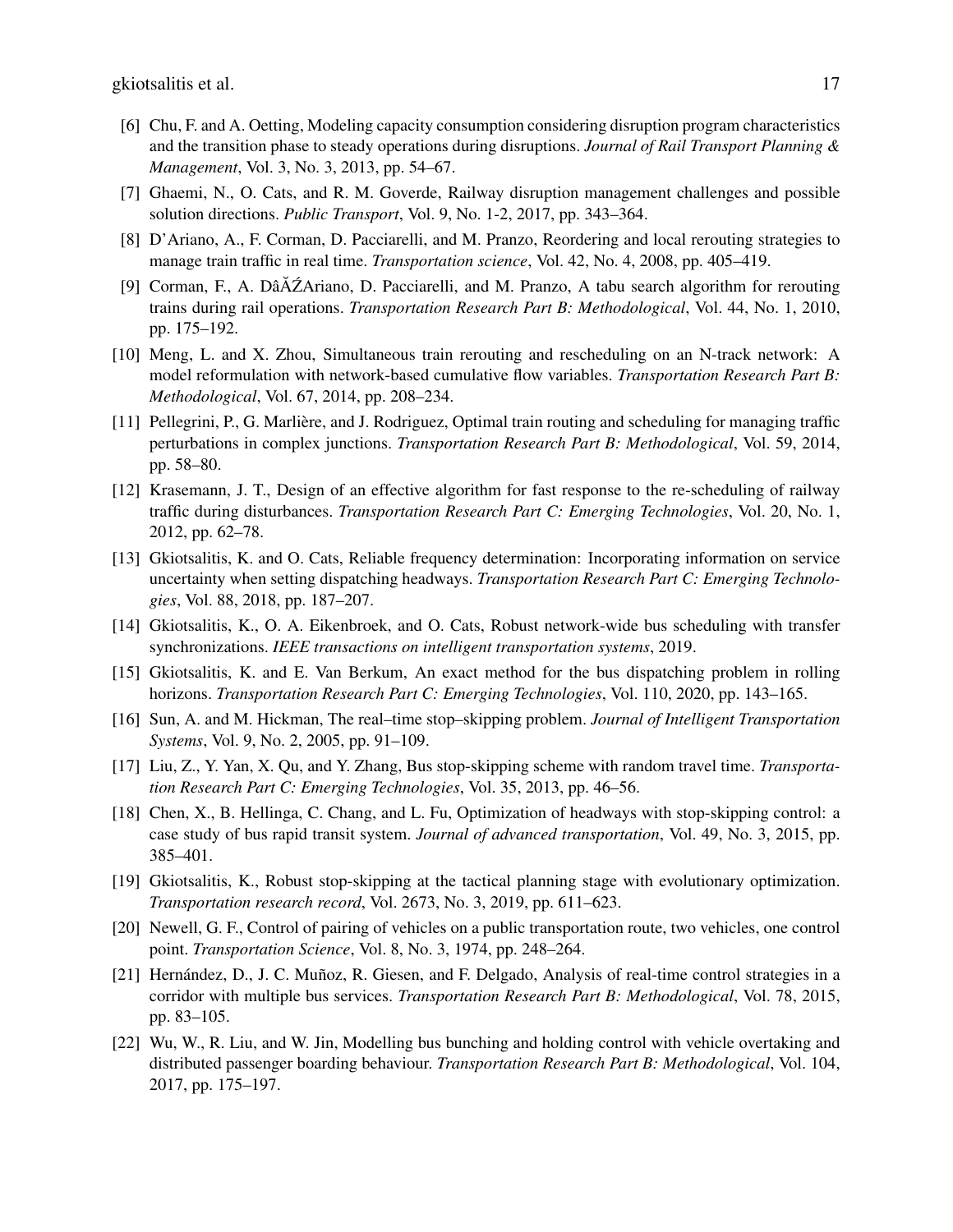[6] Chu, F. and A. Oetting, Modeling capacity consumption considering disruption program characteristics and the transition phase to steady operations during disruptions. *Journal of Rail Transport Planning & Management*, Vol. 3, No. 3, 2013, pp. 54–67.

[7] Ghaemi, N., O. Cats, and R. M. Goverde, Railway disruption management challenges and possible solution directions. *Public Transport*, Vol. 9, No. 1-2, 2017, pp. 343–364.

[8] D'Ariano, A., F. Corman, D. Pacciarelli, and M. Pranzo, Reordering and local rerouting strategies to manage train traffic in real time. *Transportation science*, Vol. 42, No. 4, 2008, pp. 405–419.

[9] Corman, F., A. DâĂŹAriano, D. Pacciarelli, and M. Pranzo, A tabu search algorithm for rerouting trains during rail operations. *Transportation Research Part B: Methodological*, Vol. 44, No. 1, 2010, pp. 175–192.

[10] Meng, L. and X. Zhou, Simultaneous train rerouting and rescheduling on an N-track network: A model reformulation with network-based cumulative flow variables. *Transportation Research Part B: Methodological*, Vol. 67, 2014, pp. 208–234.

[11] Pellegrini, P., G. Marlière, and J. Rodriguez, Optimal train routing and scheduling for managing traffic perturbations in complex junctions. *Transportation Research Part B: Methodological*, Vol. 59, 2014, pp. 58–80.

[12] Krasemann, J. T., Design of an effective algorithm for fast response to the re-scheduling of railway traffic during disturbances. *Transportation Research Part C: Emerging Technologies*, Vol. 20, No. 1, 2012, pp. 62–78.

[13] Gkiotsalitis, K. and O. Cats, Reliable frequency determination: Incorporating information on service uncertainty when setting dispatching headways. *Transportation Research Part C: Emerging Technologies*, Vol. 88, 2018, pp. 187–207.

[14] Gkiotsalitis, K., O. A. Eikenbroek, and O. Cats, Robust network-wide bus scheduling with transfer synchronizations. *IEEE transactions on intelligent transportation systems*, 2019.

[15] Gkiotsalitis, K. and E. Van Berkum, An exact method for the bus dispatching problem in rolling horizons. *Transportation Research Part C: Emerging Technologies*, Vol. 110, 2020, pp. 143–165.

[16] Sun, A. and M. Hickman, The real–time stop–skipping problem. *Journal of Intelligent Transportation Systems*, Vol. 9, No. 2, 2005, pp. 91–109.

[17] Liu, Z., Y. Yan, X. Qu, and Y. Zhang, Bus stop-skipping scheme with random travel time. *Transportation Research Part C: Emerging Technologies*, Vol. 35, 2013, pp. 46–56.

[18] Chen, X., B. Hellinga, C. Chang, and L. Fu, Optimization of headways with stop-skipping control: a case study of bus rapid transit system. *Journal of advanced transportation*, Vol. 49, No. 3, 2015, pp. 385–401.

[19] Gkiotsalitis, K., Robust stop-skipping at the tactical planning stage with evolutionary optimization. *Transportation research record*, Vol. 2673, No. 3, 2019, pp. 611–623.

[20] Newell, G. F., Control of pairing of vehicles on a public transportation route, two vehicles, one control point. *Transportation Science*, Vol. 8, No. 3, 1974, pp. 248–264.

[21] Hernández, D., J. C. Muñoz, R. Giesen, and F. Delgado, Analysis of real-time control strategies in a corridor with multiple bus services. *Transportation Research Part B: Methodological*, Vol. 78, 2015, pp. 83–105.

[22] Wu, W., R. Liu, and W. Jin, Modelling bus bunching and holding control with vehicle overtaking and distributed passenger boarding behaviour. *Transportation Research Part B: Methodological*, Vol. 104, 2017, pp. 175–197.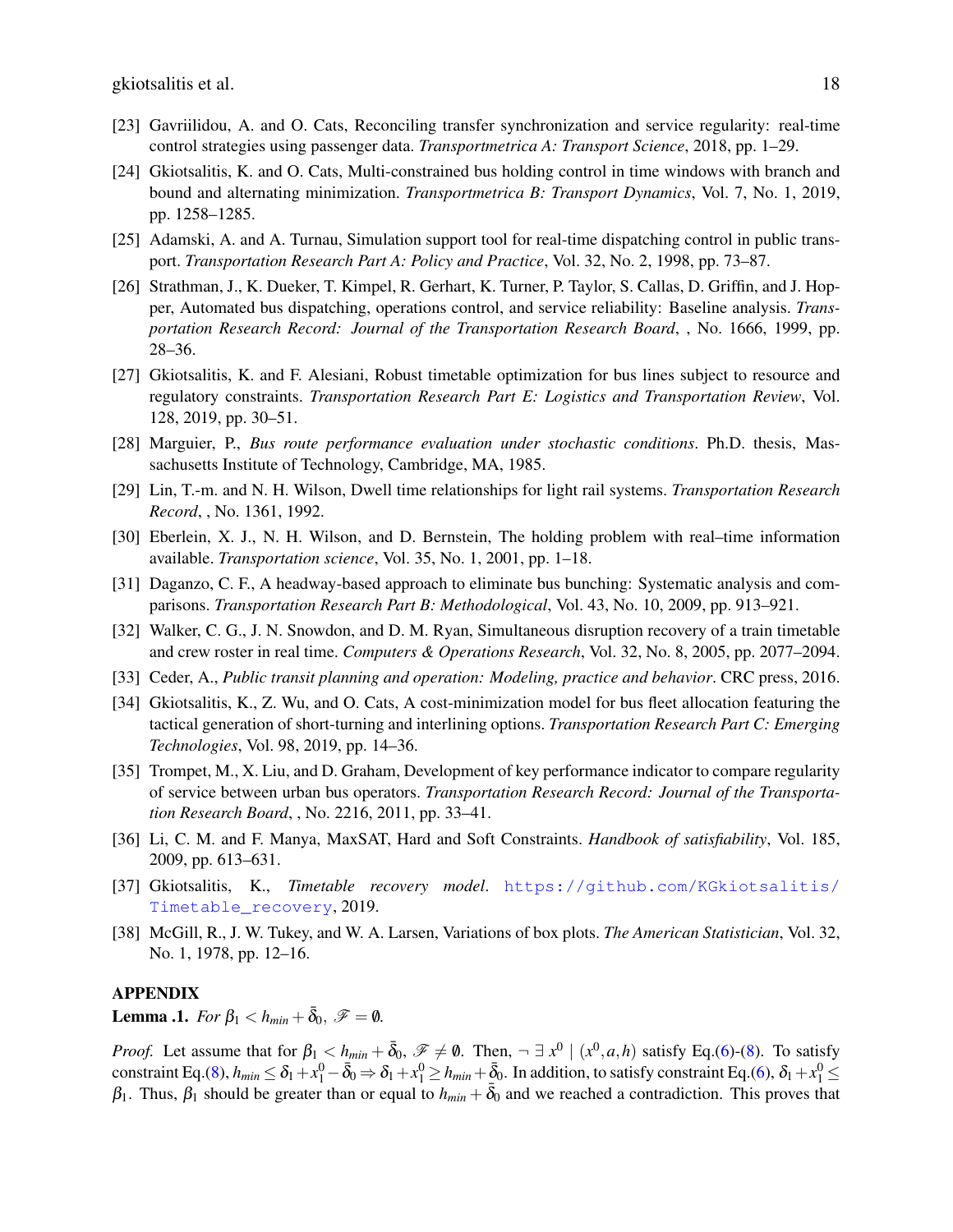[23] Gavriilidou, A. and O. Cats, Reconciling transfer synchronization and service regularity: real-time control strategies using passenger data. *Transportmetrica A: Transport Science*, 2018, pp. 1–29.

[24] Gkiotsalitis, K. and O. Cats, Multi-constrained bus holding control in time windows with branch and bound and alternating minimization. *Transportmetrica B: Transport Dynamics*, Vol. 7, No. 1, 2019, pp. 1258–1285.

[25] Adamski, A. and A. Turnau, Simulation support tool for real-time dispatching control in public transport. *Transportation Research Part A: Policy and Practice*, Vol. 32, No. 2, 1998, pp. 73–87.

[26] Strathman, J., K. Dueker, T. Kimpel, R. Gerhart, K. Turner, P. Taylor, S. Callas, D. Griffin, and J. Hopper, Automated bus dispatching, operations control, and service reliability: Baseline analysis. *Transportation Research Record: Journal of the Transportation Research Board*, , No. 1666, 1999, pp. 28–36.

[27] Gkiotsalitis, K. and F. Alesiani, Robust timetable optimization for bus lines subject to resource and regulatory constraints. *Transportation Research Part E: Logistics and Transportation Review*, Vol. 128, 2019, pp. 30–51.

[28] Marguier, P., *Bus route performance evaluation under stochastic conditions*. Ph.D. thesis, Massachusetts Institute of Technology, Cambridge, MA, 1985.

[29] Lin, T.-m. and N. H. Wilson, Dwell time relationships for light rail systems. *Transportation Research Record*, , No. 1361, 1992.

[30] Eberlein, X. J., N. H. Wilson, and D. Bernstein, The holding problem with real–time information available. *Transportation science*, Vol. 35, No. 1, 2001, pp. 1–18.

[31] Daganzo, C. F., A headway-based approach to eliminate bus bunching: Systematic analysis and comparisons. *Transportation Research Part B: Methodological*, Vol. 43, No. 10, 2009, pp. 913–921.

[32] Walker, C. G., J. N. Snowdon, and D. M. Ryan, Simultaneous disruption recovery of a train timetable and crew roster in real time. *Computers & Operations Research*, Vol. 32, No. 8, 2005, pp. 2077–2094.

[33] Ceder, A., *Public transit planning and operation: Modeling, practice and behavior*. CRC press, 2016.

[34] Gkiotsalitis, K., Z. Wu, and O. Cats, A cost-minimization model for bus fleet allocation featuring the tactical generation of short-turning and interlining options. *Transportation Research Part C: Emerging Technologies*, Vol. 98, 2019, pp. 14–36.

[35] Trompet, M., X. Liu, and D. Graham, Development of key performance indicator to compare regularity of service between urban bus operators. *Transportation Research Record: Journal of the Transportation Research Board*, , No. 2216, 2011, pp. 33–41.

[36] Li, C. M. and F. Manya, MaxSAT, Hard and Soft Constraints. *Handbook of satisfiability*, Vol. 185, 2009, pp. 613–631.

[37] Gkiotsalitis, K., *Timetable recovery model*. https://github.com/KGkiotsalitis/Timetable_recovery, 2019.

[38] McGill, R., J. W. Tukey, and W. A. Larsen, Variations of box plots. *The American Statistician*, Vol. 32, No. 1, 1978, pp. 12–16.

## APPENDIX

**Lemma .1.** *For* $\beta_1 < h_{min} + \bar{\delta}_0$, $\mathscr{F} = \emptyset$.

*Proof.* Let assume that for $\beta_1 < h_{min} + \bar{\delta}_0$, $\mathscr{F} \neq \emptyset$. Then, $\neg \exists\, x^0 \mid (x^0, a, h)$ satisfy Eq.(6)-(8). To satisfy constraint Eq.(8), $h_{min} \leq \delta_1 + x_1^0 - \bar{\delta}_0 \Rightarrow \delta_1 + x_1^0 \geq h_{min} + \bar{\delta}_0$. In addition, to satisfy constraint Eq.(6), $\delta_1 + x_1^0 \leq \beta_1$. Thus, $\beta_1$ should be greater than or equal to $h_{min} + \bar{\delta}_0$ and we reached a contradiction. This proves that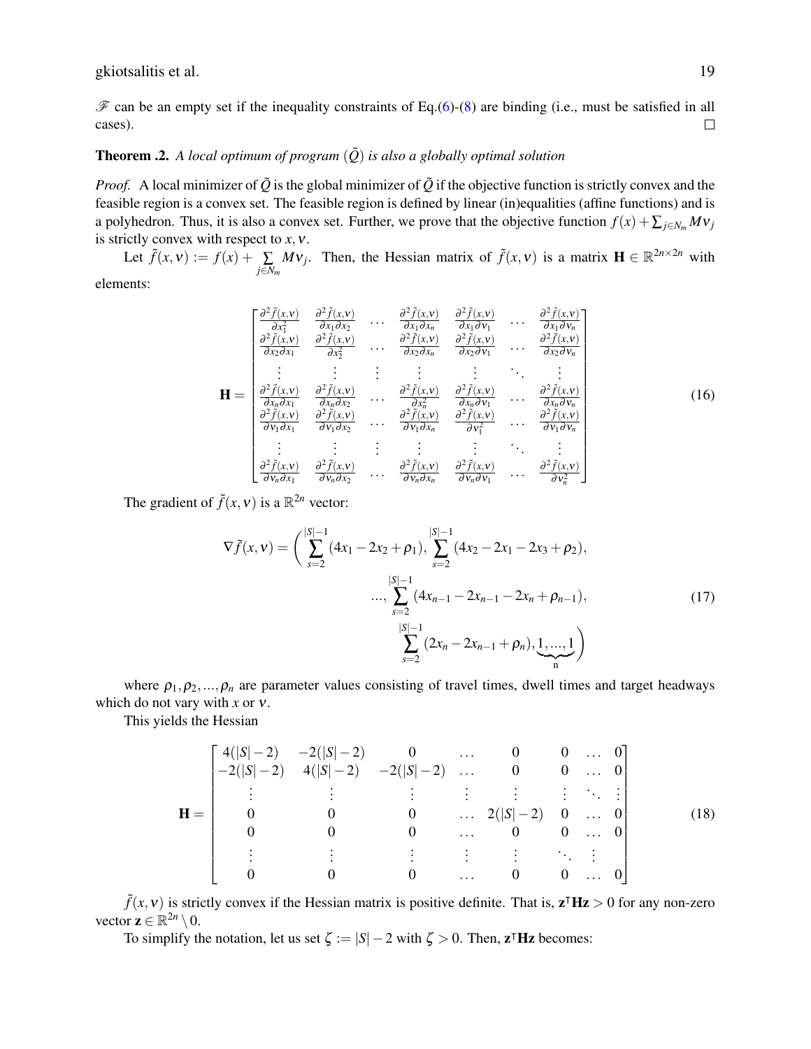$\mathscr{F}$ can be an empty set if the inequality constraints of Eq.(6)-(8) are binding (i.e., must be satisfied in all cases). □

**Theorem .2.** *A local optimum of program $(\tilde{Q})$ is also a globally optimal solution*

*Proof.* A local minimizer of $\tilde{Q}$ is the global minimizer of $\tilde{Q}$ if the objective function is strictly convex and the feasible region is a convex set. The feasible region is defined by linear (in)equalities (affine functions) and is a polyhedron. Thus, it is also a convex set. Further, we prove that the objective function $f(x)+\sum_{j\in N_m} M\nu_j$ is strictly convex with respect to $x,\nu$.

Let $\tilde{f}(x,\nu) := f(x) + \sum_{j\in N_m} M\nu_j$. Then, the Hessian matrix of $\tilde{f}(x,\nu)$ is a matrix $\mathbf{H}\in\mathbb{R}^{2n\times 2n}$ with elements:

$$
\mathbf{H} = \begin{bmatrix}
\frac{\partial^2 \tilde{f}(x,\nu)}{\partial x_1^2} & \frac{\partial^2 \tilde{f}(x,\nu)}{\partial x_1 \partial x_2} & \dots & \frac{\partial^2 \tilde{f}(x,\nu)}{\partial x_1 \partial x_n} & \frac{\partial^2 \tilde{f}(x,\nu)}{\partial x_1 \partial \nu_1} & \dots & \frac{\partial^2 \tilde{f}(x,\nu)}{\partial x_1 \partial \nu_n} \\
\frac{\partial^2 \tilde{f}(x,\nu)}{\partial x_2 \partial x_1} & \frac{\partial^2 \tilde{f}(x,\nu)}{\partial x_2^2} & \dots & \frac{\partial^2 \tilde{f}(x,\nu)}{\partial x_2 \partial x_n} & \frac{\partial^2 \tilde{f}(x,\nu)}{\partial x_2 \partial \nu_1} & \dots & \frac{\partial^2 \tilde{f}(x,\nu)}{\partial x_2 \partial \nu_n} \\
\vdots & \vdots & \vdots & \vdots & \vdots & \ddots & \vdots \\
\frac{\partial^2 \tilde{f}(x,\nu)}{\partial x_n \partial x_1} & \frac{\partial^2 \tilde{f}(x,\nu)}{\partial x_n \partial x_2} & \dots & \frac{\partial^2 \tilde{f}(x,\nu)}{\partial x_n^2} & \frac{\partial^2 \tilde{f}(x,\nu)}{\partial x_n \partial \nu_1} & \dots & \frac{\partial^2 \tilde{f}(x,\nu)}{\partial x_n \partial \nu_n} \\
\frac{\partial^2 \tilde{f}(x,\nu)}{\partial \nu_1 \partial x_1} & \frac{\partial^2 \tilde{f}(x,\nu)}{\partial \nu_1 \partial x_2} & \dots & \frac{\partial^2 \tilde{f}(x,\nu)}{\partial \nu_1 \partial x_n} & \frac{\partial^2 \tilde{f}(x,\nu)}{\partial \nu_1^2} & \dots & \frac{\partial^2 \tilde{f}(x,\nu)}{\partial \nu_1 \partial \nu_n} \\
\vdots & \vdots & \vdots & \vdots & \vdots & \ddots & \vdots \\
\frac{\partial^2 \tilde{f}(x,\nu)}{\partial \nu_n \partial x_1} & \frac{\partial^2 \tilde{f}(x,\nu)}{\partial \nu_n \partial x_2} & \dots & \frac{\partial^2 \tilde{f}(x,\nu)}{\partial \nu_n \partial x_n} & \frac{\partial^2 \tilde{f}(x,\nu)}{\partial \nu_n \partial \nu_1} & \dots & \frac{\partial^2 \tilde{f}(x,\nu)}{\partial \nu_n^2}
\end{bmatrix} \tag{16}
$$

The gradient of $\tilde{f}(x,\nu)$ is a $\mathbb{R}^{2n}$ vector:

$$
\begin{aligned}
\nabla \tilde{f}(x,\nu) = \Bigg( \sum_{s=2}^{|S|-1} (4x_1 - 2x_2 + \rho_1), \sum_{s=2}^{|S|-1} (4x_2 - 2x_1 - 2x_3 + \rho_2), \\
..., \sum_{s=2}^{|S|-1} (4x_{n-1} - 2x_{n-1} - 2x_n + \rho_{n-1}), \\
\sum_{s=2}^{|S|-1} (2x_n - 2x_{n-1} + \rho_n), \underbrace{1,...,1}_{\text{n}} \Bigg)
\end{aligned} \tag{17}
$$

where $\rho_1, \rho_2, ..., \rho_n$ are parameter values consisting of travel times, dwell times and target headways which do not vary with $x$ or $\nu$.

This yields the Hessian

$$
\mathbf{H} = \begin{bmatrix}
4(|S|-2) & -2(|S|-2) & 0 & \dots & 0 & 0 & \dots & 0 \\
-2(|S|-2) & 4(|S|-2) & -2(|S|-2) & \dots & 0 & 0 & \dots & 0 \\
\vdots & \vdots & \vdots & \vdots & \vdots & \vdots & \ddots & \vdots \\
0 & 0 & 0 & \dots & 2(|S|-2) & 0 & \dots & 0 \\
0 & 0 & 0 & \dots & 0 & 0 & \dots & 0 \\
\vdots & \vdots & \vdots & \vdots & \vdots & \ddots & \vdots & \\
0 & 0 & 0 & \dots & 0 & 0 & \dots & 0
\end{bmatrix} \tag{18}
$$

$\tilde{f}(x,\nu)$ is strictly convex if the Hessian matrix is positive definite. That is, $\mathbf{z}^\intercal \mathbf{H} \mathbf{z} > 0$ for any non-zero vector $\mathbf{z} \in \mathbb{R}^{2n} \setminus 0$.

To simplify the notation, let us set $\zeta := |S|-2$ with $\zeta > 0$. Then, $\mathbf{z}^\intercal \mathbf{H} \mathbf{z}$ becomes: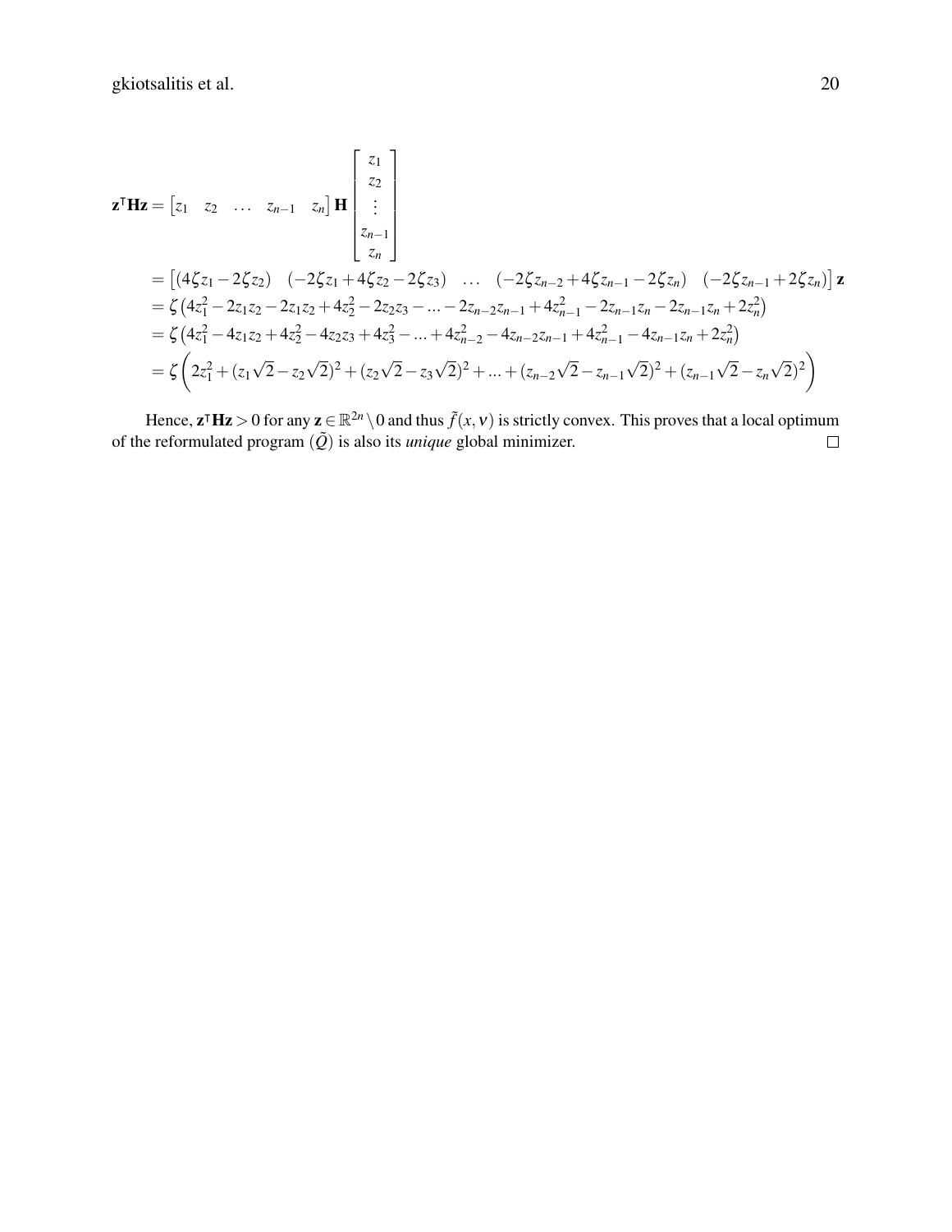$$
\begin{aligned}
\mathbf{z}^{\intercal}\mathbf{H}\mathbf{z} &= \begin{bmatrix} z_1 & z_2 & \dots & z_{n-1} & z_n \end{bmatrix} \mathbf{H} \begin{bmatrix} z_1 \\ z_2 \\ \vdots \\ z_{n-1} \\ z_n \end{bmatrix} \\
&= \begin{bmatrix} (4\zeta z_1 - 2\zeta z_2) & (-2\zeta z_1 + 4\zeta z_2 - 2\zeta z_3) & \dots & (-2\zeta z_{n-2} + 4\zeta z_{n-1} - 2\zeta z_n) & (-2\zeta z_{n-1} + 2\zeta z_n) \end{bmatrix} \mathbf{z} \\
&= \zeta \left( 4z_1^2 - 2z_1 z_2 - 2z_1 z_2 + 4z_2^2 - 2z_2 z_3 - \dots - 2z_{n-2} z_{n-1} + 4z_{n-1}^2 - 2z_{n-1} z_n - 2z_{n-1} z_n + 2z_n^2 \right) \\
&= \zeta \left( 4z_1^2 - 4z_1 z_2 + 4z_2^2 - 4z_2 z_3 + 4z_3^2 - \dots + 4z_{n-2}^2 - 4z_{n-2} z_{n-1} + 4z_{n-1}^2 - 4z_{n-1} z_n + 2z_n^2 \right) \\
&= \zeta \left( 2z_1^2 + (z_1\sqrt{2} - z_2\sqrt{2})^2 + (z_2\sqrt{2} - z_3\sqrt{2})^2 + \dots + (z_{n-2}\sqrt{2} - z_{n-1}\sqrt{2})^2 + (z_{n-1}\sqrt{2} - z_n\sqrt{2})^2 \right)
\end{aligned}
$$

Hence, $\mathbf{z}^{\intercal}\mathbf{H}\mathbf{z} > 0$ for any $\mathbf{z} \in \mathbb{R}^{2n} \setminus 0$ and thus $\tilde{f}(x, v)$ is strictly convex. This proves that a local optimum of the reformulated program $(\tilde{Q})$ is also its *unique* global minimizer. □